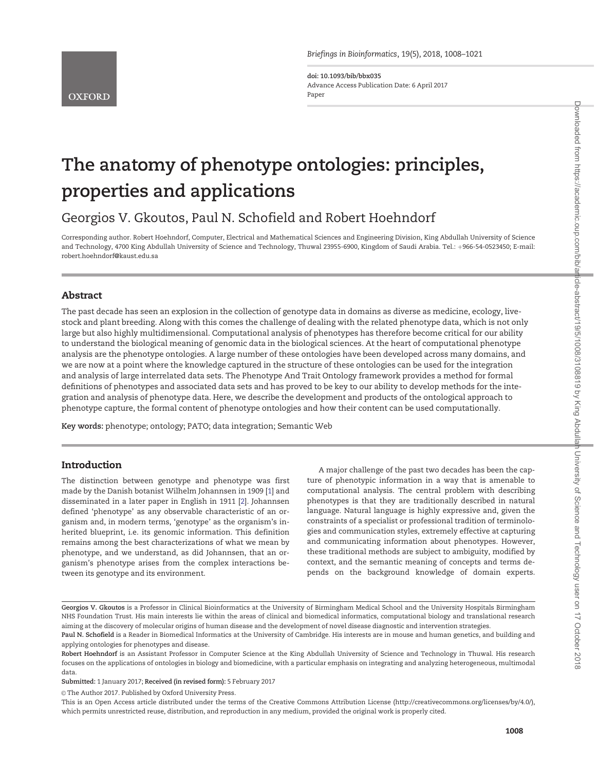# The anatomy of phenotype ontologies: principles, properties and applications

Georgios V. Gkoutos, Paul N. Schofield and Robert Hoehndorf

Corresponding author. Robert Hoehndorf, Computer, Electrical and Mathematical Sciences and Engineering Division, King Abdullah University of Science and Technology, 4700 King Abdullah University of Science and Technology, Thuwal 23955-6900, Kingdom of Saudi Arabia. Tel.: +966-54-0523450; E-mail: robert.hoehndorf@kaust.edu.sa

## Abstract

The past decade has seen an explosion in the collection of genotype data in domains as diverse as medicine, ecology, livestock and plant breeding. Along with this comes the challenge of dealing with the related phenotype data, which is not only large but also highly multidimensional. Computational analysis of phenotypes has therefore become critical for our ability to understand the biological meaning of genomic data in the biological sciences. At the heart of computational phenotype analysis are the phenotype ontologies. A large number of these ontologies have been developed across many domains, and we are now at a point where the knowledge captured in the structure of these ontologies can be used for the integration and analysis of large interrelated data sets. The Phenotype And Trait Ontology framework provides a method for formal definitions of phenotypes and associated data sets and has proved to be key to our ability to develop methods for the integration and analysis of phenotype data. Here, we describe the development and products of the ontological approach to phenotype capture, the formal content of phenotype ontologies and how their content can be used computationally.

**Key words:** phenotype; ontology; PATO; data integration; Semantic Web

## Introduction

The distinction between genotype and phenotype was first made by the Danish botanist Wilhelm Johannsen in 1909 [1] and disseminated in a later paper in English in 1911 [2]. Johannsen defined 'phenotype' as any observable characteristic of an organism and, in modern terms, 'genotype' as the organism's inherited blueprint, i.e. its genomic information. This definition remains among the best characterizations of what we mean by phenotype, and we understand, as did Johannsen, that an organism's phenotype arises from the complex interactions between its genotype and its environment.

A major challenge of the past two decades has been the capture of phenotypic information in a way that is amenable to computational analysis. The central problem with describing phenotypes is that they are traditionally described in natural language. Natural language is highly expressive and, given the constraints of a specialist or professional tradition of terminologies and communication styles, extremely effective at capturing and communicating information about phenotypes. However, these traditional methods are subject to ambiguity, modified by context, and the semantic meaning of concepts and terms depends on the background knowledge of domain experts.

**Georgios V. Gkoutos** is a Professor in Clinical Bioinformatics at the University of Birmingham Medical School and the University Hospitals Birmingham NHS Foundation Trust. His main interests lie within the areas of clinical and biomedical informatics, computational biology and translational research aiming at the discovery of molecular origins of human disease and the development of novel disease diagnostic and intervention strategies.

**Paul N. Schofield** is a Reader in Biomedical Informatics at the University of Cambridge. His interests are in mouse and human genetics, and building and applying ontologies for phenotypes and disease.

**Robert Hoehndorf** is an Assistant Professor in Computer Science at the King Abdullah University of Science and Technology in Thuwal. His research focuses on the applications of ontologies in biology and biomedicine, with a particular emphasis on integrating and analyzing heterogeneous, multimodal data.

**Submitted:** 1 January 2017; **Received (in revised form):** 5 February 2017

© The Author 2017. Published by Oxford University Press.

This is an Open Access article distributed under the terms of the Creative Commons Attribution License (http://creativecommons.org/licenses/by/4.0/), which permits unrestricted reuse, distribution, and reproduction in any medium, provided the original work is properly cited.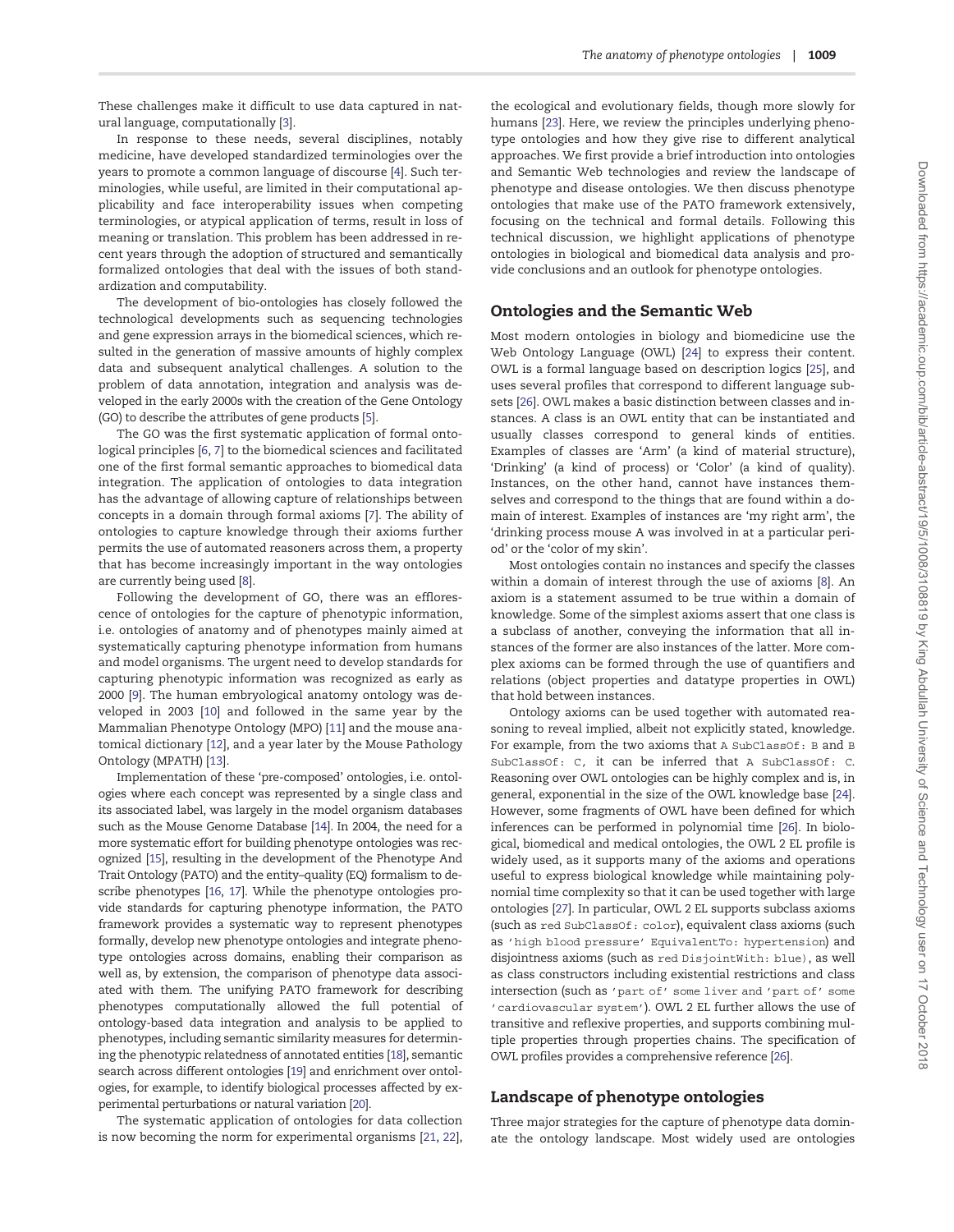These challenges make it difficult to use data captured in natural language, computationally [3].

In response to these needs, several disciplines, notably medicine, have developed standardized terminologies over the years to promote a common language of discourse [4]. Such terminologies, while useful, are limited in their computational applicability and face interoperability issues when competing terminologies, or atypical application of terms, result in loss of meaning or translation. This problem has been addressed in recent years through the adoption of structured and semantically formalized ontologies that deal with the issues of both standardization and computability.

The development of bio-ontologies has closely followed the technological developments such as sequencing technologies and gene expression arrays in the biomedical sciences, which resulted in the generation of massive amounts of highly complex data and subsequent analytical challenges. A solution to the problem of data annotation, integration and analysis was developed in the early 2000s with the creation of the Gene Ontology (GO) to describe the attributes of gene products [5].

The GO was the first systematic application of formal ontological principles [6, 7] to the biomedical sciences and facilitated one of the first formal semantic approaches to biomedical data integration. The application of ontologies to data integration has the advantage of allowing capture of relationships between concepts in a domain through formal axioms [7]. The ability of ontologies to capture knowledge through their axioms further permits the use of automated reasoners across them, a property that has become increasingly important in the way ontologies are currently being used [8].

Following the development of GO, there was an efflorescence of ontologies for the capture of phenotypic information, i.e. ontologies of anatomy and of phenotypes mainly aimed at systematically capturing phenotype information from humans and model organisms. The urgent need to develop standards for capturing phenotypic information was recognized as early as 2000 [9]. The human embryological anatomy ontology was developed in 2003 [10] and followed in the same year by the Mammalian Phenotype Ontology (MPO) [11] and the mouse anatomical dictionary [12], and a year later by the Mouse Pathology Ontology (MPATH) [13].

Implementation of these 'pre-composed' ontologies, i.e. ontologies where each concept was represented by a single class and its associated label, was largely in the model organism databases such as the Mouse Genome Database [14]. In 2004, the need for a more systematic effort for building phenotype ontologies was recognized [15], resulting in the development of the Phenotype And Trait Ontology (PATO) and the entity–quality (EQ) formalism to describe phenotypes [16, 17]. While the phenotype ontologies provide standards for capturing phenotype information, the PATO framework provides a systematic way to represent phenotypes formally, develop new phenotype ontologies and integrate phenotype ontologies across domains, enabling their comparison as well as, by extension, the comparison of phenotype data associated with them. The unifying PATO framework for describing phenotypes computationally allowed the full potential of ontology-based data integration and analysis to be applied to phenotypes, including semantic similarity measures for determining the phenotypic relatedness of annotated entities [18], semantic search across different ontologies [19] and enrichment over ontologies, for example, to identify biological processes affected by experimental perturbations or natural variation [20].

The systematic application of ontologies for data collection is now becoming the norm for experimental organisms [21, 22], the ecological and evolutionary fields, though more slowly for humans [23]. Here, we review the principles underlying phenotype ontologies and how they give rise to different analytical approaches. We first provide a brief introduction into ontologies and Semantic Web technologies and review the landscape of phenotype and disease ontologies. We then discuss phenotype ontologies that make use of the PATO framework extensively, focusing on the technical and formal details. Following this technical discussion, we highlight applications of phenotype ontologies in biological and biomedical data analysis and provide conclusions and an outlook for phenotype ontologies.

## Ontologies and the Semantic Web

Most modern ontologies in biology and biomedicine use the Web Ontology Language (OWL) [24] to express their content. OWL is a formal language based on description logics [25], and uses several profiles that correspond to different language subsets [26]. OWL makes a basic distinction between classes and instances. A class is an OWL entity that can be instantiated and usually classes correspond to general kinds of entities. Examples of classes are 'Arm' (a kind of material structure), 'Drinking' (a kind of process) or 'Color' (a kind of quality). Instances, on the other hand, cannot have instances themselves and correspond to the things that are found within a domain of interest. Examples of instances are 'my right arm', the 'drinking process mouse A was involved in at a particular period' or the 'color of my skin'.

Most ontologies contain no instances and specify the classes within a domain of interest through the use of axioms [8]. An axiom is a statement assumed to be true within a domain of knowledge. Some of the simplest axioms assert that one class is a subclass of another, conveying the information that all instances of the former are also instances of the latter. More complex axioms can be formed through the use of quantifiers and relations (object properties and datatype properties in OWL) that hold between instances.

Ontology axioms can be used together with automated reasoning to reveal implied, albeit not explicitly stated, knowledge. For example, from the two axioms that `A SubClassOf: B` and `B SubClassOf: C`, it can be inferred that `A SubClassOf: C`. Reasoning over OWL ontologies can be highly complex and is, in general, exponential in the size of the OWL knowledge base [24]. However, some fragments of OWL have been defined for which inferences can be performed in polynomial time [26]. In biological, biomedical and medical ontologies, the OWL 2 EL profile is widely used, as it supports many of the axioms and operations useful to express biological knowledge while maintaining polynomial time complexity so that it can be used together with large ontologies [27]. In particular, OWL 2 EL supports subclass axioms (such as `red SubClassOf: color`), equivalent class axioms (such as `'high blood pressure' EquivalentTo: hypertension`) and disjointness axioms (such as `red DisjointWith: blue`), as well as class constructors including existential restrictions and class intersection (such as `'part of' some liver and 'part of' some 'cardiovascular system'`). OWL 2 EL further allows the use of transitive and reflexive properties, and supports combining multiple properties through properties chains. The specification of OWL profiles provides a comprehensive reference [26].

## Landscape of phenotype ontologies

Three major strategies for the capture of phenotype data dominate the ontology landscape. Most widely used are ontologies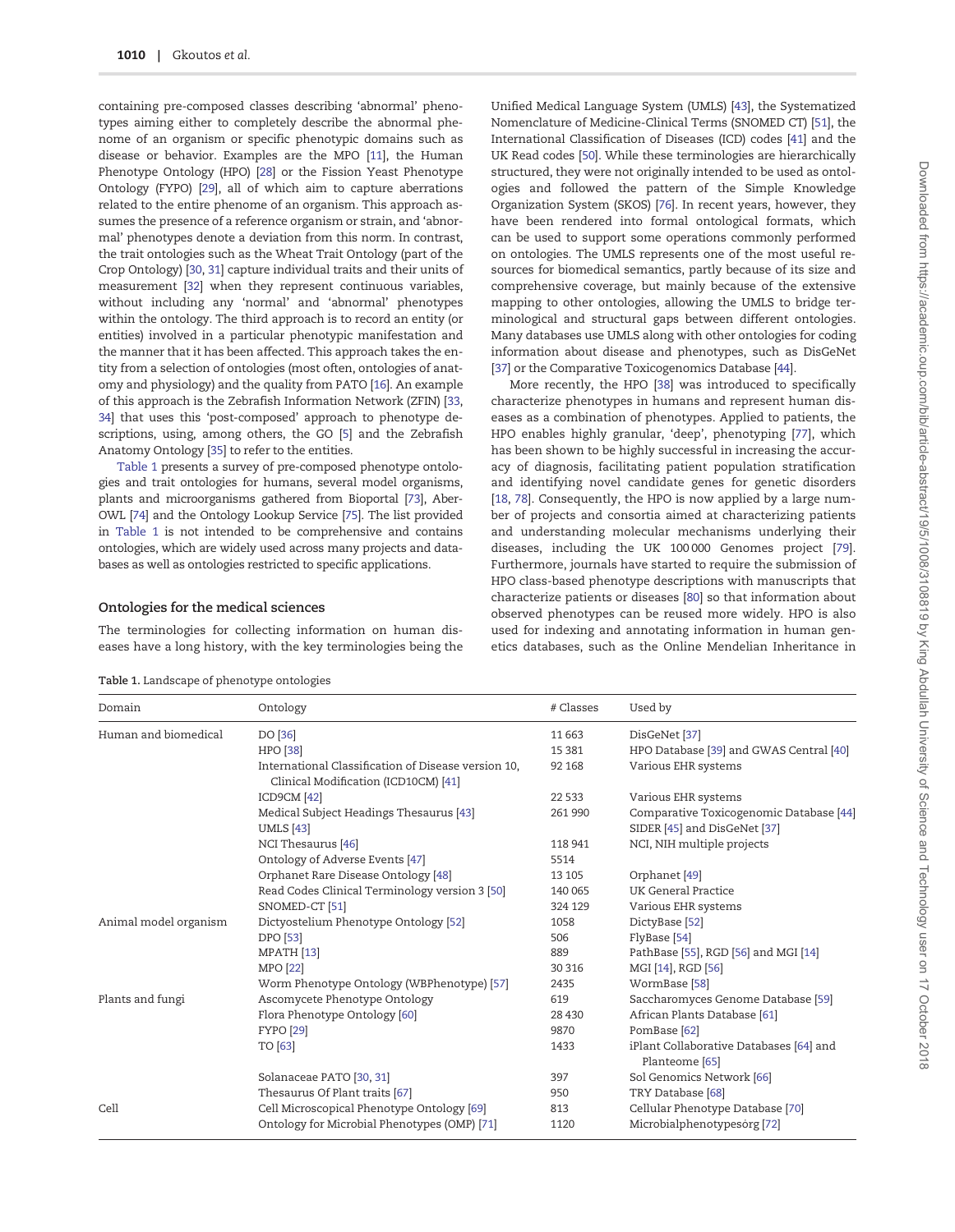containing pre-composed classes describing 'abnormal' phenotypes aiming either to completely describe the abnormal phenome of an organism or specific phenotypic domains such as disease or behavior. Examples are the MPO [11], the Human Phenotype Ontology (HPO) [28] or the Fission Yeast Phenotype Ontology (FYPO) [29], all of which aim to capture aberrations related to the entire phenome of an organism. This approach assumes the presence of a reference organism or strain, and 'abnormal' phenotypes denote a deviation from this norm. In contrast, the trait ontologies such as the Wheat Trait Ontology (part of the Crop Ontology) [30, 31] capture individual traits and their units of measurement [32] when they represent continuous variables, without including any 'normal' and 'abnormal' phenotypes within the ontology. The third approach is to record an entity (or entities) involved in a particular phenotypic manifestation and the manner that it has been affected. This approach takes the entity from a selection of ontologies (most often, ontologies of anatomy and physiology) and the quality from PATO [16]. An example of this approach is the Zebrafish Information Network (ZFIN) [33, 34] that uses this 'post-composed' approach to phenotype descriptions, using, among others, the GO [5] and the Zebrafish Anatomy Ontology [35] to refer to the entities.

Table 1 presents a survey of pre-composed phenotype ontologies and trait ontologies for humans, several model organisms, plants and microorganisms gathered from Bioportal [73], AberOWL [74] and the Ontology Lookup Service [75]. The list provided in Table 1 is not intended to be comprehensive and contains ontologies, which are widely used across many projects and databases as well as ontologies restricted to specific applications.

## Ontologies for the medical sciences

The terminologies for collecting information on human diseases have a long history, with the key terminologies being the Unified Medical Language System (UMLS) [43], the Systematized Nomenclature of Medicine-Clinical Terms (SNOMED CT) [51], the International Classification of Diseases (ICD) codes [41] and the UK Read codes [50]. While these terminologies are hierarchically structured, they were not originally intended to be used as ontologies and followed the pattern of the Simple Knowledge Organization System (SKOS) [76]. In recent years, however, they have been rendered into formal ontological formats, which can be used to support some operations commonly performed on ontologies. The UMLS represents one of the most useful resources for biomedical semantics, partly because of its size and comprehensive coverage, but mainly because of the extensive mapping to other ontologies, allowing the UMLS to bridge terminological and structural gaps between different ontologies. Many databases use UMLS along with other ontologies for coding information about disease and phenotypes, such as DisGeNet [37] or the Comparative Toxicogenomics Database [44].

More recently, the HPO [38] was introduced to specifically characterize phenotypes in humans and represent human diseases as a combination of phenotypes. Applied to patients, the HPO enables highly granular, 'deep', phenotyping [77], which has been shown to be highly successful in increasing the accuracy of diagnosis, facilitating patient population stratification and identifying novel candidate genes for genetic disorders [18, 78]. Consequently, the HPO is now applied by a large number of projects and consortia aimed at characterizing patients and understanding molecular mechanisms underlying their diseases, including the UK 100 000 Genomes project [79]. Furthermore, journals have started to require the submission of HPO class-based phenotype descriptions with manuscripts that characterize patients or diseases [80] so that information about observed phenotypes can be reused more widely. HPO is also used for indexing and annotating information in human genetics databases, such as the Online Mendelian Inheritance in

Table 1. Landscape of phenotype ontologies

| Domain | Ontology | # Classes | Used by |
|---|---|---|---|
| Human and biomedical | DO [36] | 11 663 | DisGeNet [37] |
| | HPO [38] | 15 381 | HPO Database [39] and GWAS Central [40] |
| | International Classification of Disease version 10, Clinical Modification (ICD10CM) [41] | 92 168 | Various EHR systems |
| | ICD9CM [42] | 22 533 | Various EHR systems |
| | Medical Subject Headings Thesaurus [43] | 261 990 | Comparative Toxicogenomic Database [44] |
| | UMLS [43] | | SIDER [45] and DisGeNet [37] |
| | NCI Thesaurus [46] | 118 941 | NCI, NIH multiple projects |
| | Ontology of Adverse Events [47] | 5514 | |
| | Orphanet Rare Disease Ontology [48] | 13 105 | Orphanet [49] |
| | Read Codes Clinical Terminology version 3 [50] | 140 065 | UK General Practice |
| | SNOMED-CT [51] | 324 129 | Various EHR systems |
| Animal model organism | Dictyostelium Phenotype Ontology [52] | 1058 | DictyBase [52] |
| | DPO [53] | 506 | FlyBase [54] |
| | MPATH [13] | 889 | PathBase [55], RGD [56] and MGI [14] |
| | MPO [22] | 30 316 | MGI [14], RGD [56] |
| | Worm Phenotype Ontology (WBPhenotype) [57] | 2435 | WormBase [58] |
| Plants and fungi | Ascomycete Phenotype Ontology | 619 | Saccharomyces Genome Database [59] |
| | Flora Phenotype Ontology [60] | 28 430 | African Plants Database [61] |
| | FYPO [29] | 9870 | PomBase [62] |
| | TO [63] | 1433 | iPlant Collaborative Databases [64] and Planteome [65] |
| | Solanaceae PATO [30, 31] | 397 | Sol Genomics Network [66] |
| | Thesaurus Of Plant traits [67] | 950 | TRY Database [68] |
| Cell | Cell Microscopical Phenotype Ontology [69] | 813 | Cellular Phenotype Database [70] |
| | Ontology for Microbial Phenotypes (OMP) [71] | 1120 | Microbialphenotypesorg [72] |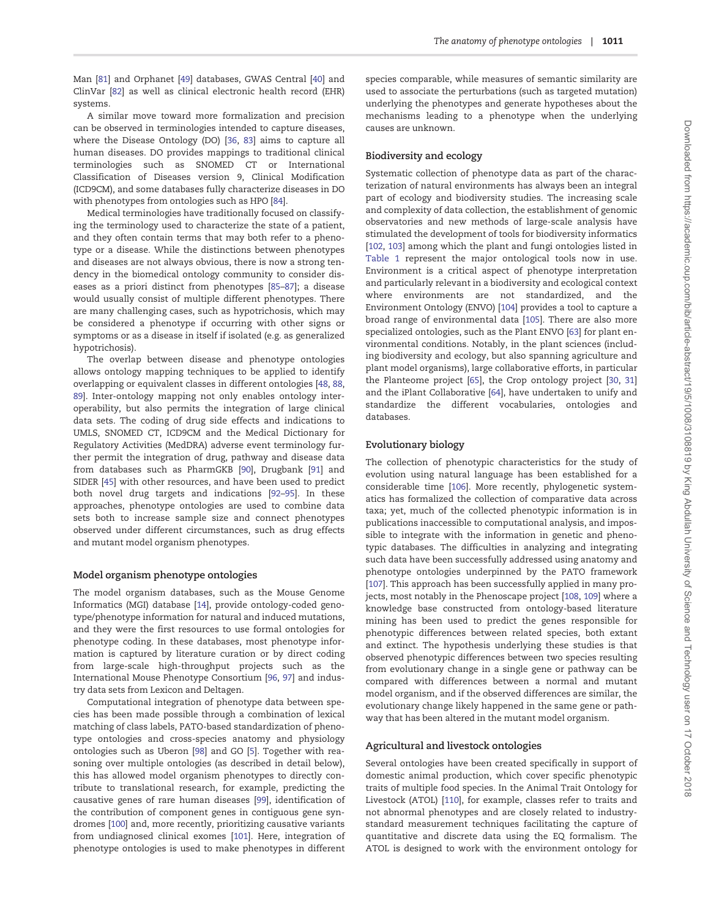Man [81] and Orphanet [49] databases, GWAS Central [40] and ClinVar [82] as well as clinical electronic health record (EHR) systems.

A similar move toward more formalization and precision can be observed in terminologies intended to capture diseases, where the Disease Ontology (DO) [36, 83] aims to capture all human diseases. DO provides mappings to traditional clinical terminologies such as SNOMED CT or International Classification of Diseases version 9, Clinical Modification (ICD9CM), and some databases fully characterize diseases in DO with phenotypes from ontologies such as HPO [84].

Medical terminologies have traditionally focused on classifying the terminology used to characterize the state of a patient, and they often contain terms that may both refer to a phenotype or a disease. While the distinctions between phenotypes and diseases are not always obvious, there is now a strong tendency in the biomedical ontology community to consider diseases as a priori distinct from phenotypes [85–87]; a disease would usually consist of multiple different phenotypes. There are many challenging cases, such as hypotrichosis, which may be considered a phenotype if occurring with other signs or symptoms or as a disease in itself if isolated (e.g. as generalized hypotrichosis).

The overlap between disease and phenotype ontologies allows ontology mapping techniques to be applied to identify overlapping or equivalent classes in different ontologies [48, 88, 89]. Inter-ontology mapping not only enables ontology interoperability, but also permits the integration of large clinical data sets. The coding of drug side effects and indications to UMLS, SNOMED CT, ICD9CM and the Medical Dictionary for Regulatory Activities (MedDRA) adverse event terminology further permit the integration of drug, pathway and disease data from databases such as PharmGKB [90], Drugbank [91] and SIDER [45] with other resources, and have been used to predict both novel drug targets and indications [92–95]. In these approaches, phenotype ontologies are used to combine data sets both to increase sample size and connect phenotypes observed under different circumstances, such as drug effects and mutant model organism phenotypes.

### Model organism phenotype ontologies

The model organism databases, such as the Mouse Genome Informatics (MGI) database [14], provide ontology-coded genotype/phenotype information for natural and induced mutations, and they were the first resources to use formal ontologies for phenotype coding. In these databases, most phenotype information is captured by literature curation or by direct coding from large-scale high-throughput projects such as the International Mouse Phenotype Consortium [96, 97] and industry data sets from Lexicon and Deltagen.

Computational integration of phenotype data between species has been made possible through a combination of lexical matching of class labels, PATO-based standardization of phenotype ontologies and cross-species anatomy and physiology ontologies such as Uberon [98] and GO [5]. Together with reasoning over multiple ontologies (as described in detail below), this has allowed model organism phenotypes to directly contribute to translational research, for example, predicting the causative genes of rare human diseases [99], identification of the contribution of component genes in contiguous gene syndromes [100] and, more recently, prioritizing causative variants from undiagnosed clinical exomes [101]. Here, integration of phenotype ontologies is used to make phenotypes in different species comparable, while measures of semantic similarity are used to associate the perturbations (such as targeted mutation) underlying the phenotypes and generate hypotheses about the mechanisms leading to a phenotype when the underlying causes are unknown.

### Biodiversity and ecology

Systematic collection of phenotype data as part of the characterization of natural environments has always been an integral part of ecology and biodiversity studies. The increasing scale and complexity of data collection, the establishment of genomic observatories and new methods of large-scale analysis have stimulated the development of tools for biodiversity informatics [102, 103] among which the plant and fungi ontologies listed in Table 1 represent the major ontological tools now in use. Environment is a critical aspect of phenotype interpretation and particularly relevant in a biodiversity and ecological context where environments are not standardized, and the Environment Ontology (ENVO) [104] provides a tool to capture a broad range of environmental data [105]. There are also more specialized ontologies, such as the Plant ENVO [63] for plant environmental conditions. Notably, in the plant sciences (including biodiversity and ecology, but also spanning agriculture and plant model organisms), large collaborative efforts, in particular the Planteome project [65], the Crop ontology project [30, 31] and the iPlant Collaborative [64], have undertaken to unify and standardize the different vocabularies, ontologies and databases.

### Evolutionary biology

The collection of phenotypic characteristics for the study of evolution using natural language has been established for a considerable time [106]. More recently, phylogenetic systematics has formalized the collection of comparative data across taxa; yet, much of the collected phenotypic information is in publications inaccessible to computational analysis, and impossible to integrate with the information in genetic and phenotypic databases. The difficulties in analyzing and integrating such data have been successfully addressed using anatomy and phenotype ontologies underpinned by the PATO framework [107]. This approach has been successfully applied in many projects, most notably in the Phenoscape project [108, 109] where a knowledge base constructed from ontology-based literature mining has been used to predict the genes responsible for phenotypic differences between related species, both extant and extinct. The hypothesis underlying these studies is that observed phenotypic differences between two species resulting from evolutionary change in a single gene or pathway can be compared with differences between a normal and mutant model organism, and if the observed differences are similar, the evolutionary change likely happened in the same gene or pathway that has been altered in the mutant model organism.

### Agricultural and livestock ontologies

Several ontologies have been created specifically in support of domestic animal production, which cover specific phenotypic traits of multiple food species. In the Animal Trait Ontology for Livestock (ATOL) [110], for example, classes refer to traits and not abnormal phenotypes and are closely related to industry-standard measurement techniques facilitating the capture of quantitative and discrete data using the EQ formalism. The ATOL is designed to work with the environment ontology for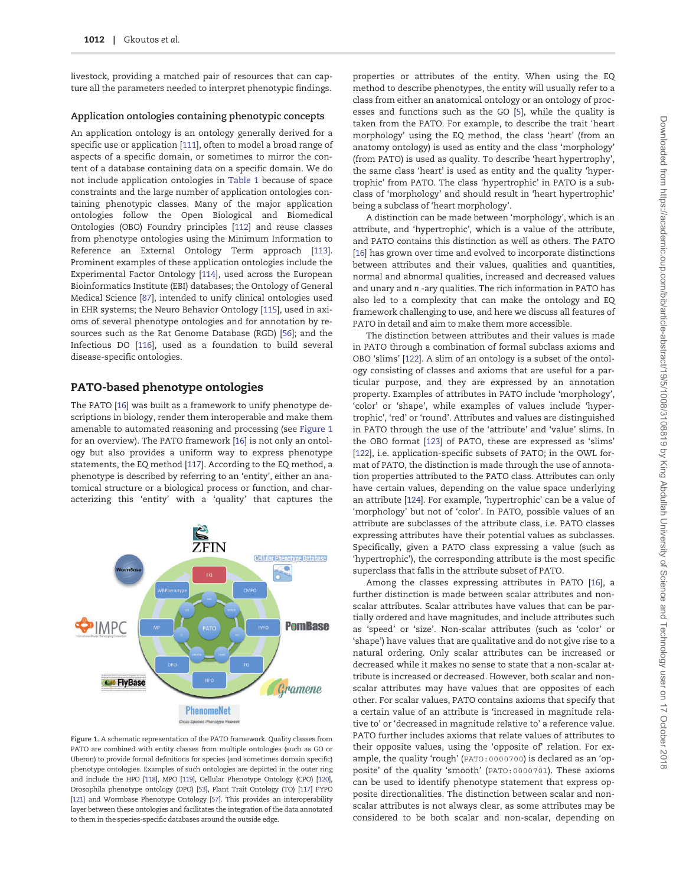livestock, providing a matched pair of resources that can capture all the parameters needed to interpret phenotypic findings.

### Application ontologies containing phenotypic concepts

An application ontology is an ontology generally derived for a specific use or application [111], often to model a broad range of aspects of a specific domain, or sometimes to mirror the content of a database containing data on a specific domain. We do not include application ontologies in Table 1 because of space constraints and the large number of application ontologies containing phenotypic classes. Many of the major application ontologies follow the Open Biological and Biomedical Ontologies (OBO) Foundry principles [112] and reuse classes from phenotype ontologies using the Minimum Information to Reference an External Ontology Term approach [113]. Prominent examples of these application ontologies include the Experimental Factor Ontology [114], used across the European Bioinformatics Institute (EBI) databases; the Ontology of General Medical Science [87], intended to unify clinical ontologies used in EHR systems; the Neuro Behavior Ontology [115], used in axioms of several phenotype ontologies and for annotation by resources such as the Rat Genome Database (RGD) [56]; and the Infectious DO [116], used as a foundation to build several disease-specific ontologies.

## PATO-based phenotype ontologies

The PATO [16] was built as a framework to unify phenotype descriptions in biology, render them interoperable and make them amenable to automated reasoning and processing (see Figure 1 for an overview). The PATO framework [16] is not only an ontology but also provides a uniform way to express phenotype statements, the EQ method [117]. According to the EQ method, a phenotype is described by referring to an 'entity', either an anatomical structure or a biological process or function, and characterizing this 'entity' with a 'quality' that captures the properties or attributes of the entity. When using the EQ method to describe phenotypes, the entity will usually refer to a class from either an anatomical ontology or an ontology of processes and functions such as the GO [5], while the quality is taken from the PATO. For example, to describe the trait 'heart morphology' using the EQ method, the class 'heart' (from an anatomy ontology) is used as entity and the class 'morphology' (from PATO) is used as quality. To describe 'heart hypertrophy', the same class 'heart' is used as entity and the quality 'hypertrophic' from PATO. The class 'hypertrophic' in PATO is a subclass of 'morphology' and should result in 'heart hypertrophic' being a subclass of 'heart morphology'.

Figure 1. A schematic representation of the PATO framework. Quality classes from PATO are combined with entity classes from multiple ontologies (such as GO or Uberon) to provide formal definitions for species (and sometimes domain specific) phenotype ontologies. Examples of such ontologies are depicted in the outer ring and include the HPO [118], MPO [119], Cellular Phenotype Ontology (CPO) [120], Drosophila phenotype ontology (DPO) [53], Plant Trait Ontology (TO) [117] FYPO [121] and Wormbase Phenotype Ontology [57]. This provides an interoperability layer between these ontologies and facilitates the integration of the data annotated to them in the species-specific databases around the outside edge.

A distinction can be made between 'morphology', which is an attribute, and 'hypertrophic', which is a value of the attribute, and PATO contains this distinction as well as others. The PATO [16] has grown over time and evolved to incorporate distinctions between attributes and their values, qualities and quantities, normal and abnormal qualities, increased and decreased values and unary and *n* -ary qualities. The rich information in PATO has also led to a complexity that can make the ontology and EQ framework challenging to use, and here we discuss all features of PATO in detail and aim to make them more accessible.

The distinction between attributes and their values is made in PATO through a combination of formal subclass axioms and OBO 'slims' [122]. A slim of an ontology is a subset of the ontology consisting of classes and axioms that are useful for a particular purpose, and they are expressed by an annotation property. Examples of attributes in PATO include 'morphology', 'color' or 'shape', while examples of values include 'hypertrophic', 'red' or 'round'. Attributes and values are distinguished in PATO through the use of the 'attribute' and 'value' slims. In the OBO format [123] of PATO, these are expressed as 'slims' [122], i.e. application-specific subsets of PATO; in the OWL format of PATO, the distinction is made through the use of annotation properties attributed to the PATO class. Attributes can only have certain values, depending on the value space underlying an attribute [124]. For example, 'hypertrophic' can be a value of 'morphology' but not of 'color'. In PATO, possible values of an attribute are subclasses of the attribute class, i.e. PATO classes expressing attributes have their potential values as subclasses. Specifically, given a PATO class expressing a value (such as 'hypertrophic'), the corresponding attribute is the most specific superclass that falls in the attribute subset of PATO.

Among the classes expressing attributes in PATO [16], a further distinction is made between scalar attributes and non-scalar attributes. Scalar attributes have values that can be partially ordered and have magnitudes, and include attributes such as 'speed' or 'size'. Non-scalar attributes (such as 'color' or 'shape') have values that are qualitative and do not give rise to a natural ordering. Only scalar attributes can be increased or decreased while it makes no sense to state that a non-scalar attribute is increased or decreased. However, both scalar and non-scalar attributes may have values that are opposites of each other. For scalar values, PATO contains axioms that specify that a certain value of an attribute is 'increased in magnitude relative to' or 'decreased in magnitude relative to' a reference value. PATO further includes axioms that relate values of attributes to their opposite values, using the 'opposite of' relation. For example, the quality 'rough' (PATO:0000700) is declared as an 'opposite' of the quality 'smooth' (PATO:0000701). These axioms can be used to identify phenotype statement that express opposite directionalities. The distinction between scalar and non-scalar attributes is not always clear, as some attributes may be considered to be both scalar and non-scalar, depending on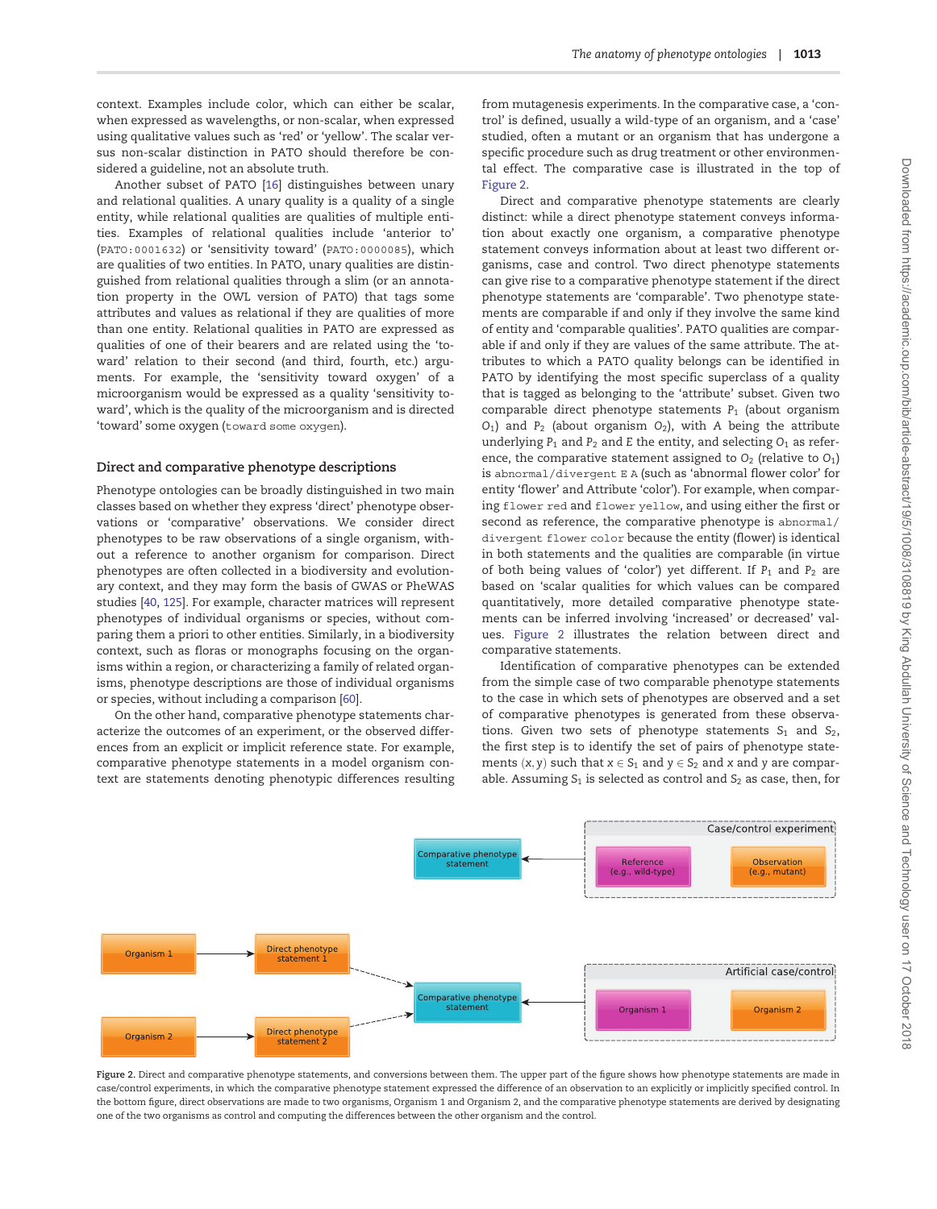context. Examples include color, which can either be scalar, when expressed as wavelengths, or non-scalar, when expressed using qualitative values such as 'red' or 'yellow'. The scalar versus non-scalar distinction in PATO should therefore be considered a guideline, not an absolute truth.

Another subset of PATO [16] distinguishes between unary and relational qualities. A unary quality is a quality of a single entity, while relational qualities are qualities of multiple entities. Examples of relational qualities include 'anterior to' (PATO:0001632) or 'sensitivity toward' (PATO:0000085), which are qualities of two entities. In PATO, unary qualities are distinguished from relational qualities through a slim (or an annotation property in the OWL version of PATO) that tags some attributes and values as relational if they are qualities of more than one entity. Relational qualities in PATO are expressed as qualities of one of their bearers and are related using the 'toward' relation to their second (and third, fourth, etc.) arguments. For example, the 'sensitivity toward oxygen' of a microorganism would be expressed as a quality 'sensitivity toward', which is the quality of the microorganism and is directed 'toward' some oxygen (toward some oxygen).

## Direct and comparative phenotype descriptions

Phenotype ontologies can be broadly distinguished in two main classes based on whether they express 'direct' phenotype observations or 'comparative' observations. We consider direct phenotypes to be raw observations of a single organism, without a reference to another organism for comparison. Direct phenotypes are often collected in a biodiversity and evolutionary context, and they may form the basis of GWAS or PheWAS studies [40, 125]. For example, character matrices will represent phenotypes of individual organisms or species, without comparing them a priori to other entities. Similarly, in a biodiversity context, such as floras or monographs focusing on the organisms within a region, or characterizing a family of related organisms, phenotype descriptions are those of individual organisms or species, without including a comparison [60].

On the other hand, comparative phenotype statements characterize the outcomes of an experiment, or the observed differences from an explicit or implicit reference state. For example, comparative phenotype statements in a model organism context are statements denoting phenotypic differences resulting from mutagenesis experiments. In the comparative case, a 'control' is defined, usually a wild-type of an organism, and a 'case' studied, often a mutant or an organism that has undergone a specific procedure such as drug treatment or other environmental effect. The comparative case is illustrated in the top of Figure 2.

Direct and comparative phenotype statements are clearly distinct: while a direct phenotype statement conveys information about exactly one organism, a comparative phenotype statement conveys information about at least two different organisms, case and control. Two direct phenotype statements can give rise to a comparative phenotype statement if the direct phenotype statements are 'comparable'. Two phenotype statements are comparable if and only if they involve the same kind of entity and 'comparable qualities'. PATO qualities are comparable if and only if they are values of the same attribute. The attributes to which a PATO quality belongs can be identified in PATO by identifying the most specific superclass of a quality that is tagged as belonging to the 'attribute' subset. Given two comparable direct phenotype statements $P_1$ (about organism $O_1$) and $P_2$ (about organism $O_2$), with $A$ being the attribute underlying $P_1$ and $P_2$ and $E$ the entity, and selecting $O_1$ as reference, the comparative statement assigned to $O_2$ (relative to $O_1$) is abnormal/divergent E A (such as 'abnormal flower color' for entity 'flower' and Attribute 'color'). For example, when comparing flower red and flower yellow, and using either the first or second as reference, the comparative phenotype is abnormal/divergent flower color because the entity (flower) is identical in both statements and the qualities are comparable (in virtue of both being values of 'color') yet different. If $P_1$ and $P_2$ are based on 'scalar qualities for which values can be compared quantitatively, more detailed comparative phenotype statements can be inferred involving 'increased' or decreased' values. Figure 2 illustrates the relation between direct and comparative statements.

Identification of comparative phenotypes can be extended from the simple case of two comparable phenotype statements to the case in which sets of phenotypes are observed and a set of comparative phenotypes is generated from these observations. Given two sets of phenotype statements $S_1$ and $S_2$, the first step is to identify the set of pairs of phenotype statements $(x, y)$ such that $x \in S_1$ and $y \in S_2$ and x and y are comparable. Assuming $S_1$ is selected as control and $S_2$ as case, then, for

Case/control experiment
Comparative phenotype statement
Reference (e.g., wild-type)
Observation (e.g., mutant)
Organism 1
Direct phenotype statement 1
Organism 2
Direct phenotype statement 2
Comparative phenotype statement
Artificial case/control
Organism 1
Organism 2

Figure 2. Direct and comparative phenotype statements, and conversions between them. The upper part of the figure shows how phenotype statements are made in case/control experiments, in which the comparative phenotype statement expressed the difference of an observation to an explicitly or implicitly specified control. In the bottom figure, direct observations are made to two organisms, Organism 1 and Organism 2, and the comparative phenotype statements are derived by designating one of the two organisms as control and computing the differences between the other organism and the control.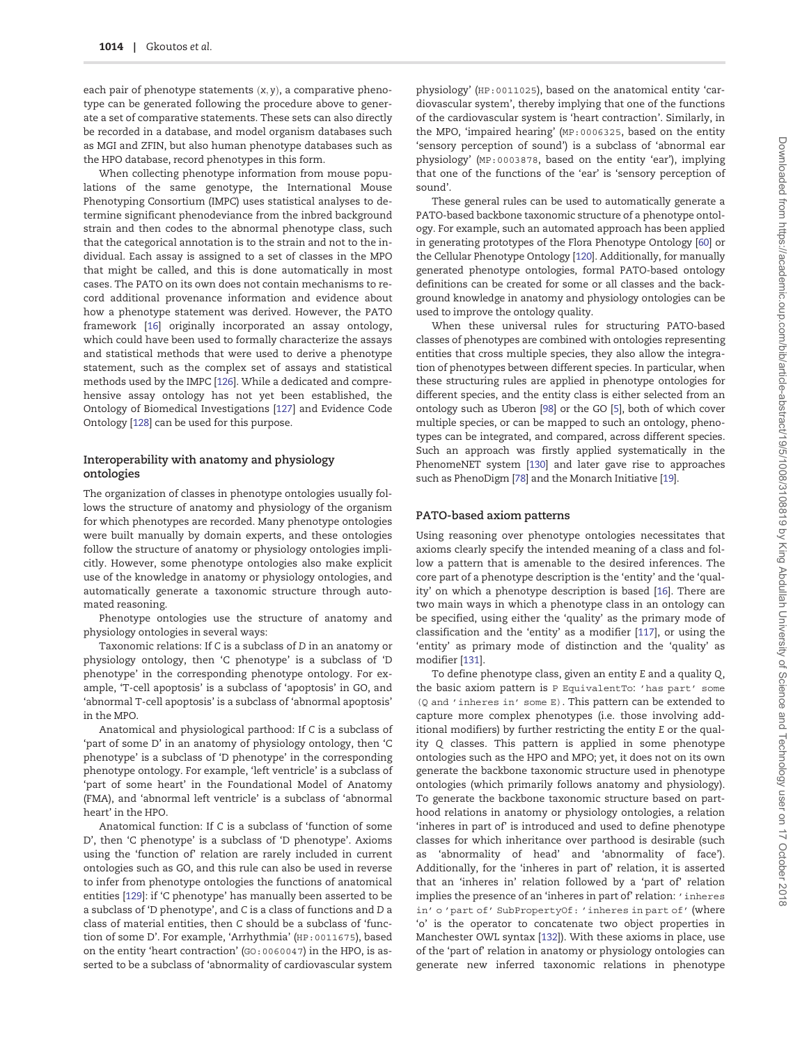each pair of phenotype statements $(x, y)$, a comparative phenotype can be generated following the procedure above to generate a set of comparative statements. These sets can also directly be recorded in a database, and model organism databases such as MGI and ZFIN, but also human phenotype databases such as the HPO database, record phenotypes in this form.

When collecting phenotype information from mouse populations of the same genotype, the International Mouse Phenotyping Consortium (IMPC) uses statistical analyses to determine significant phenodeviance from the inbred background strain and then codes to the abnormal phenotype class, such that the categorical annotation is to the strain and not to the individual. Each assay is assigned to a set of classes in the MPO that might be called, and this is done automatically in most cases. The PATO on its own does not contain mechanisms to record additional provenance information and evidence about how a phenotype statement was derived. However, the PATO framework [16] originally incorporated an assay ontology, which could have been used to formally characterize the assays and statistical methods that were used to derive a phenotype statement, such as the complex set of assays and statistical methods used by the IMPC [126]. While a dedicated and comprehensive assay ontology has not yet been established, the Ontology of Biomedical Investigations [127] and Evidence Code Ontology [128] can be used for this purpose.

## Interoperability with anatomy and physiology ontologies

The organization of classes in phenotype ontologies usually follows the structure of anatomy and physiology of the organism for which phenotypes are recorded. Many phenotype ontologies were built manually by domain experts, and these ontologies follow the structure of anatomy or physiology ontologies implicitly. However, some phenotype ontologies also make explicit use of the knowledge in anatomy or physiology ontologies, and automatically generate a taxonomic structure through automated reasoning.

Phenotype ontologies use the structure of anatomy and physiology ontologies in several ways:

Taxonomic relations: If *C* is a subclass of *D* in an anatomy or physiology ontology, then 'C phenotype' is a subclass of 'D phenotype' in the corresponding phenotype ontology. For example, 'T-cell apoptosis' is a subclass of 'apoptosis' in GO, and 'abnormal T-cell apoptosis' is a subclass of 'abnormal apoptosis' in the MPO.

Anatomical and physiological parthood: If *C* is a subclass of 'part of some D' in an anatomy of physiology ontology, then 'C phenotype' is a subclass of 'D phenotype' in the corresponding phenotype ontology. For example, 'left ventricle' is a subclass of 'part of some heart' in the Foundational Model of Anatomy (FMA), and 'abnormal left ventricle' is a subclass of 'abnormal heart' in the HPO.

Anatomical function: If *C* is a subclass of 'function of some D', then 'C phenotype' is a subclass of 'D phenotype'. Axioms using the 'function of' relation are rarely included in current ontologies such as GO, and this rule can also be used in reverse to infer from phenotype ontologies the functions of anatomical entities [129]: if 'C phenotype' has manually been asserted to be a subclass of 'D phenotype', and *C* is a class of functions and *D* a class of material entities, then *C* should be a subclass of 'function of some D'. For example, 'Arrhythmia' (`HP:0011675`), based on the entity 'heart contraction' (`GO:0060047`) in the HPO, is asserted to be a subclass of 'abnormality of cardiovascular system physiology' (`HP:0011025`), based on the anatomical entity 'cardiovascular system', thereby implying that one of the functions of the cardiovascular system is 'heart contraction'. Similarly, in the MPO, 'impaired hearing' (`MP:0006325`, based on the entity 'sensory perception of sound') is a subclass of 'abnormal ear physiology' (`MP:0003878`, based on the entity 'ear'), implying that one of the functions of the 'ear' is 'sensory perception of sound'.

These general rules can be used to automatically generate a PATO-based backbone taxonomic structure of a phenotype ontology. For example, such an automated approach has been applied in generating prototypes of the Flora Phenotype Ontology [60] or the Cellular Phenotype Ontology [120]. Additionally, for manually generated phenotype ontologies, formal PATO-based ontology definitions can be created for some or all classes and the background knowledge in anatomy and physiology ontologies can be used to improve the ontology quality.

When these universal rules for structuring PATO-based classes of phenotypes are combined with ontologies representing entities that cross multiple species, they also allow the integration of phenotypes between different species. In particular, when these structuring rules are applied in phenotype ontologies for different species, and the entity class is either selected from an ontology such as Uberon [98] or the GO [5], both of which cover multiple species, or can be mapped to such an ontology, phenotypes can be integrated, and compared, across different species. Such an approach was firstly applied systematically in the PhenomeNET system [130] and later gave rise to approaches such as PhenoDigm [78] and the Monarch Initiative [19].

## PATO-based axiom patterns

Using reasoning over phenotype ontologies necessitates that axioms clearly specify the intended meaning of a class and follow a pattern that is amenable to the desired inferences. The core part of a phenotype description is the 'entity' and the 'quality' on which a phenotype description is based [16]. There are two main ways in which a phenotype class in an ontology can be specified, using either the 'quality' as the primary mode of classification and the 'entity' as a modifier [117], or using the 'entity' as primary mode of distinction and the 'quality' as modifier [131].

To define phenotype class, given an entity *E* and a quality *Q*, the basic axiom pattern is `P EquivalentTo: 'has part' some (Q and 'inheres in' some E)`. This pattern can be extended to capture more complex phenotypes (i.e. those involving additional modifiers) by further restricting the entity *E* or the quality *Q* classes. This pattern is applied in some phenotype ontologies such as the HPO and MPO; yet, it does not on its own generate the backbone taxonomic structure used in phenotype ontologies (which primarily follows anatomy and physiology). To generate the backbone taxonomic structure based on parthood relations in anatomy or physiology ontologies, a relation 'inheres in part of' is introduced and used to define phenotype classes for which inheritance over parthood is desirable (such as 'abnormality of head' and 'abnormality of face'). Additionally, for the 'inheres in part of' relation, it is asserted that an 'inheres in' relation followed by a 'part of' relation implies the presence of an 'inheres in part of' relation: `'inheres in' o 'part of' SubPropertyOf: 'inheres in part of'` (where 'o' is the operator to concatenate two object properties in Manchester OWL syntax [132]). With these axioms in place, use of the 'part of' relation in anatomy or physiology ontologies can generate new inferred taxonomic relations in phenotype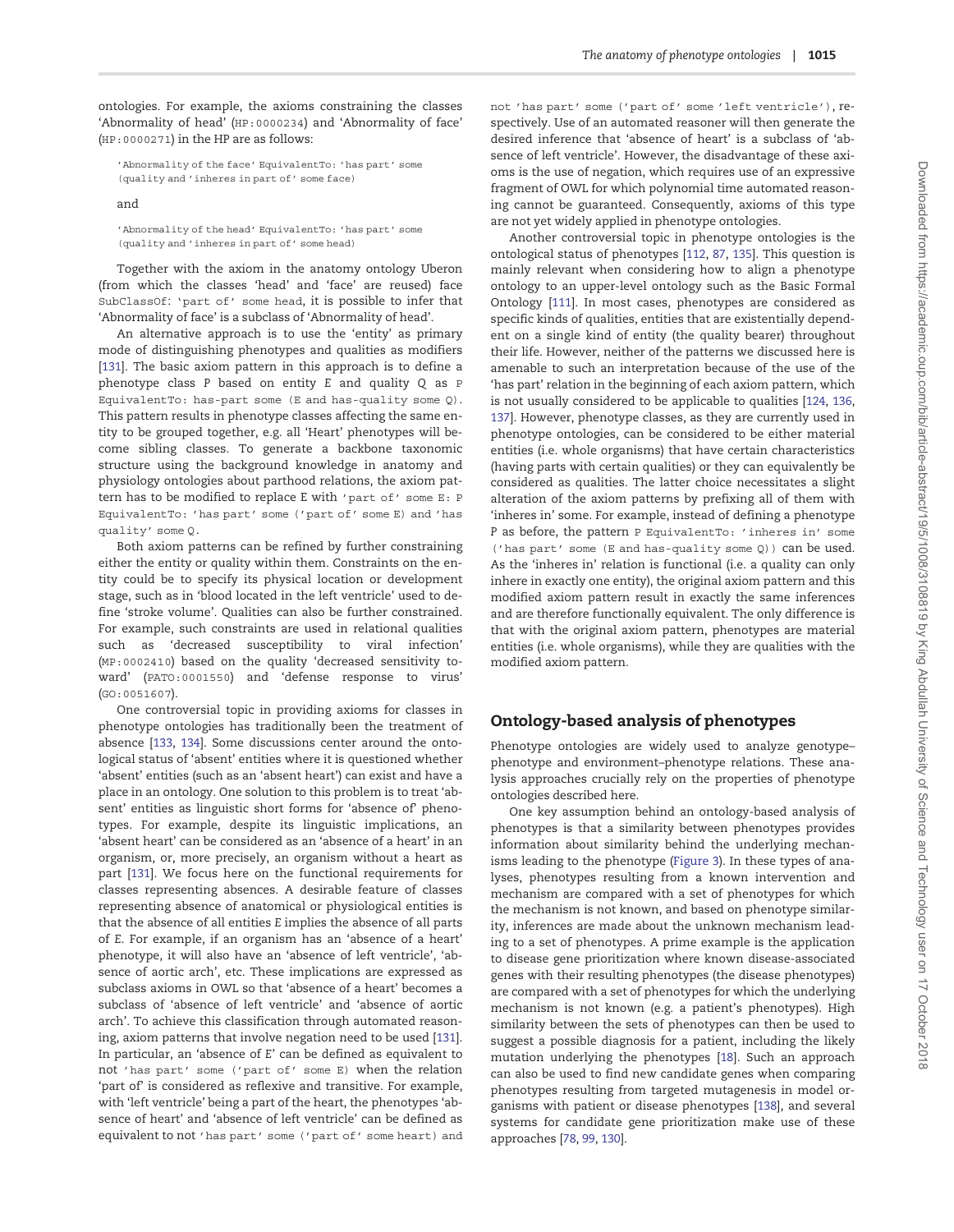ontologies. For example, the axioms constraining the classes 'Abnormality of head' (HP:0000234) and 'Abnormality of face' (HP:0000271) in the HP are as follows:

```
'Abnormality of the face' EquivalentTo: 'has part' some
(quality and 'inheres in part of' some face)
```

and

```
'Abnormality of the head' EquivalentTo: 'has part' some
(quality and 'inheres in part of' some head)
```

Together with the axiom in the anatomy ontology Uberon (from which the classes 'head' and 'face' are reused) face SubClassOf: 'part of' some head, it is possible to infer that 'Abnormality of face' is a subclass of 'Abnormality of head'.

An alternative approach is to use the 'entity' as primary mode of distinguishing phenotypes and qualities as modifiers [131]. The basic axiom pattern in this approach is to define a phenotype class *P* based on entity *E* and quality *Q* as P EquivalentTo: has-part some (E and has-quality some Q). This pattern results in phenotype classes affecting the same entity to be grouped together, e.g. all 'Heart' phenotypes will become sibling classes. To generate a backbone taxonomic structure using the background knowledge in anatomy and physiology ontologies about parthood relations, the axiom pattern has to be modified to replace E with 'part of' some E: P EquivalentTo: 'has part' some ('part of' some E) and 'has quality' some Q.

Both axiom patterns can be refined by further constraining either the entity or quality within them. Constraints on the entity could be to specify its physical location or development stage, such as in 'blood located in the left ventricle' used to define 'stroke volume'. Qualities can also be further constrained. For example, such constraints are used in relational qualities such as 'decreased susceptibility to viral infection' (MP:0002410) based on the quality 'decreased sensitivity toward' (PATO:0001550) and 'defense response to virus' (GO:0051607).

One controversial topic in providing axioms for classes in phenotype ontologies has traditionally been the treatment of absence [133, 134]. Some discussions center around the ontological status of 'absent' entities where it is questioned whether 'absent' entities (such as an 'absent heart') can exist and have a place in an ontology. One solution to this problem is to treat 'absent' entities as linguistic short forms for 'absence of' phenotypes. For example, despite its linguistic implications, an 'absent heart' can be considered as an 'absence of a heart' in an organism, or, more precisely, an organism without a heart as part [131]. We focus here on the functional requirements for classes representing absences. A desirable feature of classes representing absence of anatomical or physiological entities is that the absence of all entities *E* implies the absence of all parts of *E*. For example, if an organism has an 'absence of a heart' phenotype, it will also have an 'absence of left ventricle', 'absence of aortic arch', etc. These implications are expressed as subclass axioms in OWL so that 'absence of a heart' becomes a subclass of 'absence of left ventricle' and 'absence of aortic arch'. To achieve this classification through automated reasoning, axiom patterns that involve negation need to be used [131]. In particular, an 'absence of *E*' can be defined as equivalent to not 'has part' some ('part of' some E) when the relation 'part of' is considered as reflexive and transitive. For example, with 'left ventricle' being a part of the heart, the phenotypes 'absence of heart' and 'absence of left ventricle' can be defined as equivalent to not 'has part' some ('part of' some heart) and not 'has part' some ('part of' some 'left ventricle'), respectively. Use of an automated reasoner will then generate the desired inference that 'absence of heart' is a subclass of 'absence of left ventricle'. However, the disadvantage of these axioms is the use of negation, which requires use of an expressive fragment of OWL for which polynomial time automated reasoning cannot be guaranteed. Consequently, axioms of this type are not yet widely applied in phenotype ontologies.

Another controversial topic in phenotype ontologies is the ontological status of phenotypes [112, 87, 135]. This question is mainly relevant when considering how to align a phenotype ontology to an upper-level ontology such as the Basic Formal Ontology [111]. In most cases, phenotypes are considered as specific kinds of qualities, entities that are existentially dependent on a single kind of entity (the quality bearer) throughout their life. However, neither of the patterns we discussed here is amenable to such an interpretation because of the use of the 'has part' relation in the beginning of each axiom pattern, which is not usually considered to be applicable to qualities [124, 136, 137]. However, phenotype classes, as they are currently used in phenotype ontologies, can be considered to be either material entities (i.e. whole organisms) that have certain characteristics (having parts with certain qualities) or they can equivalently be considered as qualities. The latter choice necessitates a slight alteration of the axiom patterns by prefixing all of them with 'inheres in' some. For example, instead of defining a phenotype *P* as before, the pattern P EquivalentTo: 'inheres in' some ('has part' some (E and has-quality some Q)) can be used. As the 'inheres in' relation is functional (i.e. a quality can only inhere in exactly one entity), the original axiom pattern and this modified axiom pattern result in exactly the same inferences and are therefore functionally equivalent. The only difference is that with the original axiom pattern, phenotypes are material entities (i.e. whole organisms), while they are qualities with the modified axiom pattern.

## Ontology-based analysis of phenotypes

Phenotype ontologies are widely used to analyze genotype–phenotype and environment–phenotype relations. These analysis approaches crucially rely on the properties of phenotype ontologies described here.

One key assumption behind an ontology-based analysis of phenotypes is that a similarity between phenotypes provides information about similarity behind the underlying mechanisms leading to the phenotype (Figure 3). In these types of analyses, phenotypes resulting from a known intervention and mechanism are compared with a set of phenotypes for which the mechanism is not known, and based on phenotype similarity, inferences are made about the unknown mechanism leading to a set of phenotypes. A prime example is the application to disease gene prioritization where known disease-associated genes with their resulting phenotypes (the disease phenotypes) are compared with a set of phenotypes for which the underlying mechanism is not known (e.g. a patient's phenotypes). High similarity between the sets of phenotypes can then be used to suggest a possible diagnosis for a patient, including the likely mutation underlying the phenotypes [18]. Such an approach can also be used to find new candidate genes when comparing phenotypes resulting from targeted mutagenesis in model organisms with patient or disease phenotypes [138], and several systems for candidate gene prioritization make use of these approaches [78, 99, 130].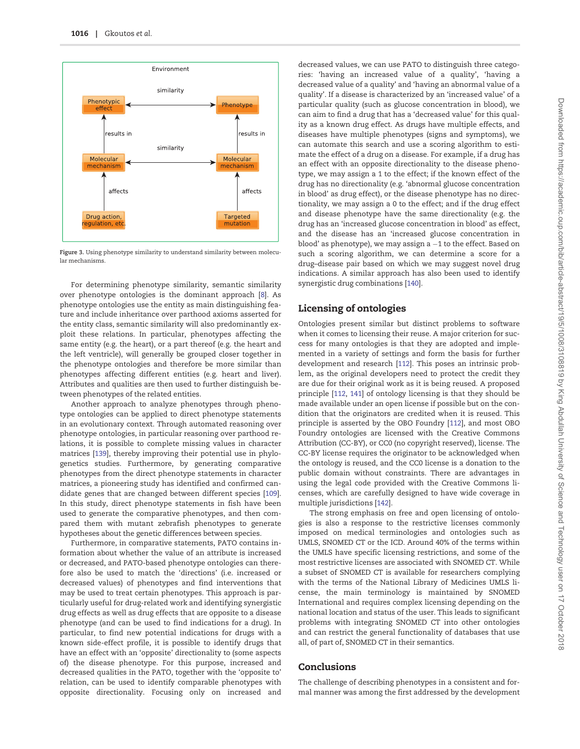Figure 3. Using phenotype similarity to understand similarity between molecular mechanisms.

For determining phenotype similarity, semantic similarity over phenotype ontologies is the dominant approach [8]. As phenotype ontologies use the entity as main distinguishing feature and include inheritance over parthood axioms asserted for the entity class, semantic similarity will also predominantly exploit these relations. In particular, phenotypes affecting the same entity (e.g. the heart), or a part thereof (e.g. the heart and the left ventricle), will generally be grouped closer together in the phenotype ontologies and therefore be more similar than phenotypes affecting different entities (e.g. heart and liver). Attributes and qualities are then used to further distinguish between phenotypes of the related entities.

Another approach to analyze phenotypes through phenotype ontologies can be applied to direct phenotype statements in an evolutionary context. Through automated reasoning over phenotype ontologies, in particular reasoning over parthood relations, it is possible to complete missing values in character matrices [139], thereby improving their potential use in phylogenetics studies. Furthermore, by generating comparative phenotypes from the direct phenotype statements in character matrices, a pioneering study has identified and confirmed candidate genes that are changed between different species [109]. In this study, direct phenotype statements in fish have been used to generate the comparative phenotypes, and then compared them with mutant zebrafish phenotypes to generate hypotheses about the genetic differences between species.

Furthermore, in comparative statements, PATO contains information about whether the value of an attribute is increased or decreased, and PATO-based phenotype ontologies can therefore also be used to match the 'directions' (i.e. increased or decreased values) of phenotypes and find interventions that may be used to treat certain phenotypes. This approach is particularly useful for drug-related work and identifying synergistic drug effects as well as drug effects that are opposite to a disease phenotype (and can be used to find indications for a drug). In particular, to find new potential indications for drugs with a known side-effect profile, it is possible to identify drugs that have an effect with an 'opposite' directionality to (some aspects of) the disease phenotype. For this purpose, increased and decreased qualities in the PATO, together with the 'opposite to' relation, can be used to identify comparable phenotypes with opposite directionality. Focusing only on increased and decreased values, we can use PATO to distinguish three categories: 'having an increased value of a quality', 'having a decreased value of a quality' and 'having an abnormal value of a quality'. If a disease is characterized by an 'increased value' of a particular quality (such as glucose concentration in blood), we can aim to find a drug that has a 'decreased value' for this quality as a known drug effect. As drugs have multiple effects, and diseases have multiple phenotypes (signs and symptoms), we can automate this search and use a scoring algorithm to estimate the effect of a drug on a disease. For example, if a drug has an effect with an opposite directionality to the disease phenotype, we may assign a 1 to the effect; if the known effect of the drug has no directionality (e.g. 'abnormal glucose concentration in blood' as drug effect), or the disease phenotype has no directionality, we may assign a 0 to the effect; and if the drug effect and disease phenotype have the same directionality (e.g. the drug has an 'increased glucose concentration in blood' as effect, and the disease has an 'increased glucose concentration in blood' as phenotype), we may assign a $-1$ to the effect. Based on such a scoring algorithm, we can determine a score for a drug–disease pair based on which we may suggest novel drug indications. A similar approach has also been used to identify synergistic drug combinations [140].

## Licensing of ontologies

Ontologies present similar but distinct problems to software when it comes to licensing their reuse. A major criterion for success for many ontologies is that they are adopted and implemented in a variety of settings and form the basis for further development and research [112]. This poses an intrinsic problem, as the original developers need to protect the credit they are due for their original work as it is being reused. A proposed principle [112, 141] of ontology licensing is that they should be made available under an open license if possible but on the condition that the originators are credited when it is reused. This principle is asserted by the OBO Foundry [112], and most OBO Foundry ontologies are licensed with the Creative Commons Attribution (CC-BY), or CC0 (no copyright reserved), license. The CC-BY license requires the originator to be acknowledged when the ontology is reused, and the CC0 license is a donation to the public domain without constraints. There are advantages in using the legal code provided with the Creative Commons licenses, which are carefully designed to have wide coverage in multiple jurisdictions [142].

The strong emphasis on free and open licensing of ontologies is also a response to the restrictive licenses commonly imposed on medical terminologies and ontologies such as UMLS, SNOMED CT or the ICD. Around 40% of the terms within the UMLS have specific licensing restrictions, and some of the most restrictive licenses are associated with SNOMED CT. While a subset of SNOMED CT is available for researchers complying with the terms of the National Library of Medicines UMLS license, the main terminology is maintained by SNOMED International and requires complex licensing depending on the national location and status of the user. This leads to significant problems with integrating SNOMED CT into other ontologies and can restrict the general functionality of databases that use all, of part of, SNOMED CT in their semantics.

## Conclusions

The challenge of describing phenotypes in a consistent and formal manner was among the first addressed by the development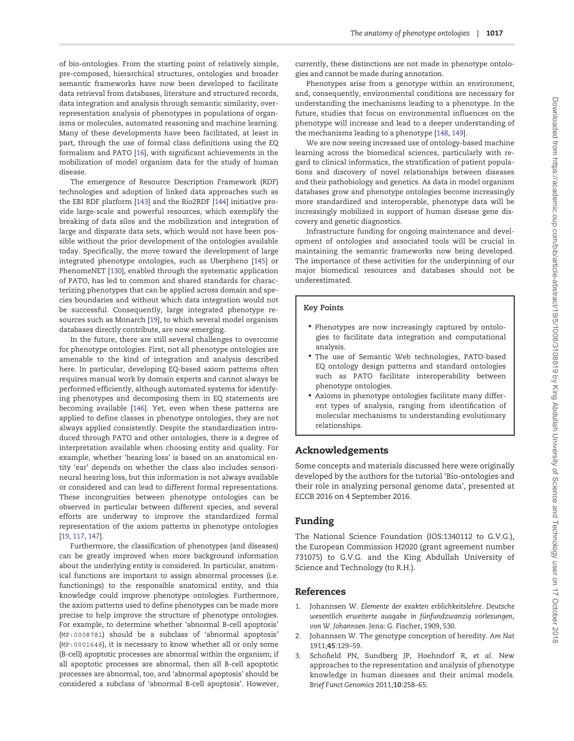of bio-ontologies. From the starting point of relatively simple, pre-composed, hierarchical structures, ontologies and broader semantic frameworks have now been developed to facilitate data retrieval from databases, literature and structured records, data integration and analysis through semantic similarity, over-representation analysis of phenotypes in populations of organisms or molecules, automated reasoning and machine learning. Many of these developments have been facilitated, at least in part, through the use of formal class definitions using the EQ formalism and PATO [16], with significant achievements in the mobilization of model organism data for the study of human disease.

The emergence of Resource Description Framework (RDF) technologies and adoption of linked data approaches such as the EBI RDF platform [143] and the Bio2RDF [144] initiative provide large-scale and powerful resources, which exemplify the breaking of data silos and the mobilization and integration of large and disparate data sets, which would not have been possible without the prior development of the ontologies available today. Specifically, the move toward the development of large integrated phenotype ontologies, such as Uberpheno [145] or PhenomeNET [130], enabled through the systematic application of PATO, has led to common and shared standards for characterizing phenotypes that can be applied across domain and species boundaries and without which data integration would not be successful. Consequently, large integrated phenotype resources such as Monarch [19], to which several model organism databases directly contribute, are now emerging.

In the future, there are still several challenges to overcome for phenotype ontologies. First, not all phenotype ontologies are amenable to the kind of integration and analysis described here. In particular, developing EQ-based axiom patterns often requires manual work by domain experts and cannot always be performed efficiently, although automated systems for identifying phenotypes and decomposing them in EQ statements are becoming available [146]. Yet, even when these patterns are applied to define classes in phenotype ontologies, they are not always applied consistently. Despite the standardization introduced through PATO and other ontologies, there is a degree of interpretation available when choosing entity and quality. For example, whether 'hearing loss' is based on an anatomical entity 'ear' depends on whether the class also includes sensorineural hearing loss, but this information is not always available or considered and can lead to different formal representations. These incongruities between phenotype ontologies can be observed in particular between different species, and several efforts are underway to improve the standardized formal representation of the axiom patterns in phenotype ontologies [19, 117, 147].

Furthermore, the classification of phenotypes (and diseases) can be greatly improved when more background information about the underlying entity is considered. In particular, anatomical functions are important to assign abnormal processes (i.e. functionings) to the responsible anatomical entity, and this knowledge could improve phenotype ontologies. Furthermore, the axiom patterns used to define phenotypes can be made more precise to help improve the structure of phenotype ontologies. For example, to determine whether 'abnormal B-cell apoptosis' (MP:0008781) should be a subclass of 'abnormal apoptosis' (MP:0001648), it is necessary to know whether all or only some (B-cell) apoptotic processes are abnormal within the organism; if all apoptotic processes are abnormal, then all B-cell apoptotic processes are abnormal, too, and 'abnormal apoptosis' should be considered a subclass of 'abnormal B-cell apoptosis'. However, currently, these distinctions are not made in phenotype ontologies and cannot be made during annotation.

Phenotypes arise from a genotype within an environment, and, consequently, environmental conditions are necessary for understanding the mechanisms leading to a phenotype. In the future, studies that focus on environmental influences on the phenotype will increase and lead to a deeper understanding of the mechanisms leading to a phenotype [148, 149].

We are now seeing increased use of ontology-based machine learning across the biomedical sciences, particularly with regard to clinical informatics, the stratification of patient populations and discovery of novel relationships between diseases and their pathobiology and genetics. As data in model organism databases grow and phenotype ontologies become increasingly more standardized and interoperable, phenotype data will be increasingly mobilized in support of human disease gene discovery and genetic diagnostics.

Infrastructure funding for ongoing maintenance and development of ontologies and associated tools will be crucial in maintaining the semantic frameworks now being developed. The importance of these activities for the underpinning of our major biomedical resources and databases should not be underestimated.

### Key Points

- Phenotypes are now increasingly captured by ontologies to facilitate data integration and computational analysis.
- The use of Semantic Web technologies, PATO-based EQ ontology design patterns and standard ontologies such as PATO facilitate interoperability between phenotype ontologies.
- Axioms in phenotype ontologies facilitate many different types of analysis, ranging from identification of molecular mechanisms to understanding evolutionary relationships.

## Acknowledgements

Some concepts and materials discussed here were originally developed by the authors for the tutorial 'Bio-ontologies and their role in analyzing personal genome data', presented at ECCB 2016 on 4 September 2016.

## Funding

The National Science Foundation (IOS:1340112 to G.V.G.), the European Commission H2020 (grant agreement number 731075) to G.V.G. and the King Abdullah University of Science and Technology (to R.H.).

## References

1. Johannsen W. *Elemente der exakten erblichkeitslehre. Deutsche wesentlich erweiterte ausgabe in fünfundzwanzig vorlesungen, von W. Johannsen*. Jena: G. Fischer, 1909, 530.
2. Johannsen W. The genotype conception of heredity. *Am Nat* 1911;**45**:129–59.
3. Schofield PN, Sundberg JP, Hoehndorf R, *et al.* New approaches to the representation and analysis of phenotype knowledge in human diseases and their animal models. *Brief Funct Genomics* 2011;**10**:258–65.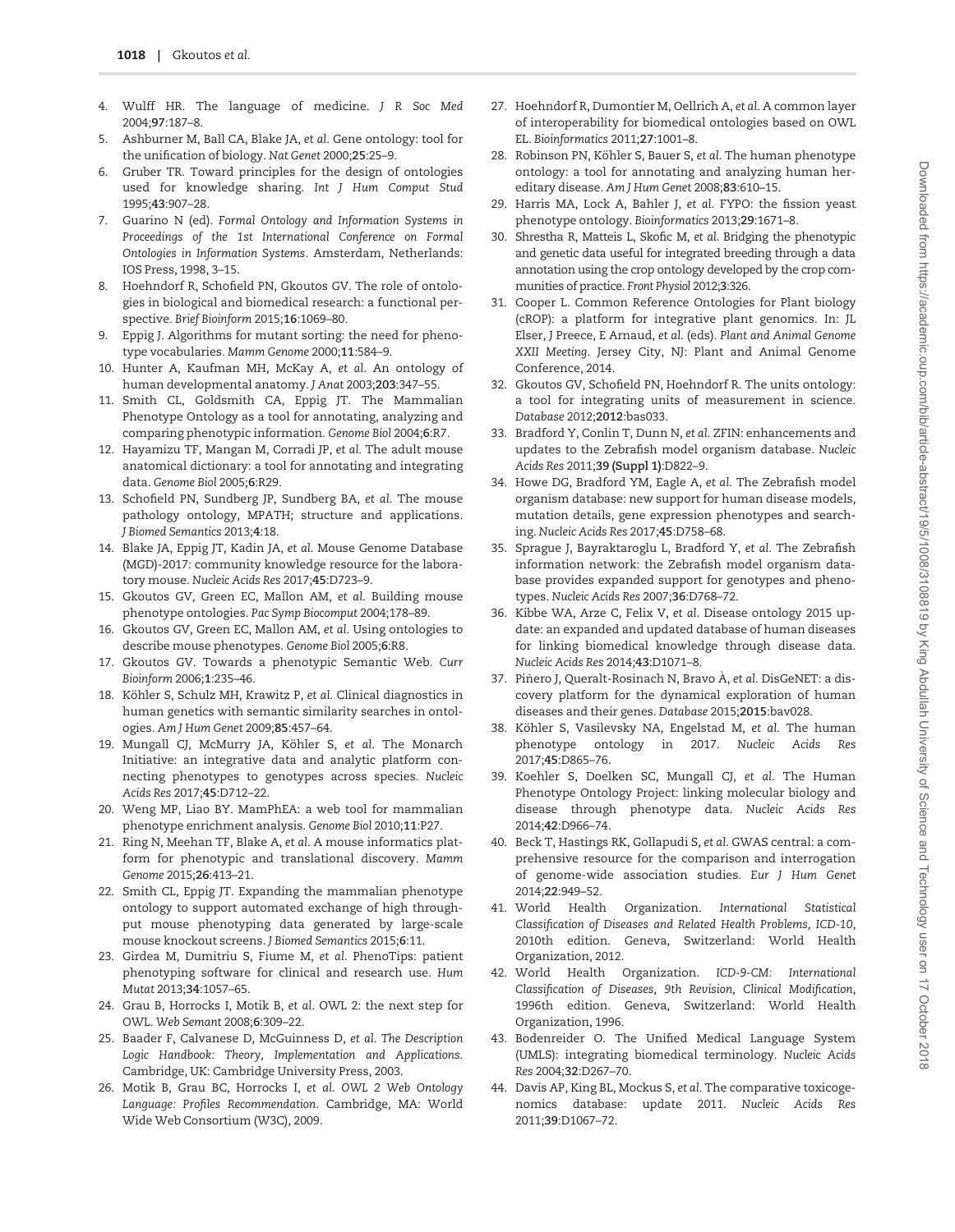4. Wulff HR. The language of medicine. *J R Soc Med* 2004;**97**:187–8.
5. Ashburner M, Ball CA, Blake JA, *et al.* Gene ontology: tool for the unification of biology. *Nat Genet* 2000;**25**:25–9.
6. Gruber TR. Toward principles for the design of ontologies used for knowledge sharing. *Int J Hum Comput Stud* 1995;**43**:907–28.
7. Guarino N (ed). *Formal Ontology and Information Systems in Proceedings of the 1st International Conference on Formal Ontologies in Information Systems*. Amsterdam, Netherlands: IOS Press, 1998, 3–15.
8. Hoehndorf R, Schofield PN, Gkoutos GV. The role of ontologies in biological and biomedical research: a functional perspective. *Brief Bioinform* 2015;**16**:1069–80.
9. Eppig J. Algorithms for mutant sorting: the need for phenotype vocabularies. *Mamm Genome* 2000;**11**:584–9.
10. Hunter A, Kaufman MH, McKay A, *et al.* An ontology of human developmental anatomy. *J Anat* 2003;**203**:347–55.
11. Smith CL, Goldsmith CA, Eppig JT. The Mammalian Phenotype Ontology as a tool for annotating, analyzing and comparing phenotypic information. *Genome Biol* 2004;**6**:R7.
12. Hayamizu TF, Mangan M, Corradi JP, *et al.* The adult mouse anatomical dictionary: a tool for annotating and integrating data. *Genome Biol* 2005;**6**:R29.
13. Schofield PN, Sundberg JP, Sundberg BA, *et al.* The mouse pathology ontology, MPATH; structure and applications. *J Biomed Semantics* 2013;**4**:18.
14. Blake JA, Eppig JT, Kadin JA, *et al.* Mouse Genome Database (MGD)-2017: community knowledge resource for the laboratory mouse. *Nucleic Acids Res* 2017;**45**:D723–9.
15. Gkoutos GV, Green EC, Mallon AM, *et al.* Building mouse phenotype ontologies. *Pac Symp Biocomput* 2004;178–89.
16. Gkoutos GV, Green EC, Mallon AM, *et al.* Using ontologies to describe mouse phenotypes. *Genome Biol* 2005;**6**:R8.
17. Gkoutos GV. Towards a phenotypic Semantic Web. *Curr Bioinform* 2006;**1**:235–46.
18. Köhler S, Schulz MH, Krawitz P, *et al.* Clinical diagnostics in human genetics with semantic similarity searches in ontologies. *Am J Hum Genet* 2009;**85**:457–64.
19. Mungall CJ, McMurry JA, Köhler S, *et al.* The Monarch Initiative: an integrative data and analytic platform connecting phenotypes to genotypes across species. *Nucleic Acids Res* 2017;**45**:D712–22.
20. Weng MP, Liao BY. MamPhEA: a web tool for mammalian phenotype enrichment analysis. *Genome Biol* 2010;**11**:P27.
21. Ring N, Meehan TF, Blake A, *et al.* A mouse informatics platform for phenotypic and translational discovery. *Mamm Genome* 2015;**26**:413–21.
22. Smith CL, Eppig JT. Expanding the mammalian phenotype ontology to support automated exchange of high throughput mouse phenotyping data generated by large-scale mouse knockout screens. *J Biomed Semantics* 2015;**6**:11.
23. Girdea M, Dumitriu S, Fiume M, *et al.* PhenoTips: patient phenotyping software for clinical and research use. *Hum Mutat* 2013;**34**:1057–65.
24. Grau B, Horrocks I, Motik B, *et al.* OWL 2: the next step for OWL. *Web Semant* 2008;**6**:309–22.
25. Baader F, Calvanese D, McGuinness D, *et al.* *The Description Logic Handbook: Theory, Implementation and Applications*. Cambridge, UK: Cambridge University Press, 2003.
26. Motik B, Grau BC, Horrocks I, *et al.* *OWL 2 Web Ontology Language: Profiles Recommendation*. Cambridge, MA: World Wide Web Consortium (W3C), 2009.
27. Hoehndorf R, Dumontier M, Oellrich A, *et al.* A common layer of interoperability for biomedical ontologies based on OWL EL. *Bioinformatics* 2011;**27**:1001–8.
28. Robinson PN, Köhler S, Bauer S, *et al.* The human phenotype ontology: a tool for annotating and analyzing human hereditary disease. *Am J Hum Genet* 2008;**83**:610–15.
29. Harris MA, Lock A, Bahler J, *et al.* FYPO: the fission yeast phenotype ontology. *Bioinformatics* 2013;**29**:1671–8.
30. Shrestha R, Matteis L, Skofic M, *et al.* Bridging the phenotypic and genetic data useful for integrated breeding through a data annotation using the crop ontology developed by the crop communities of practice. *Front Physiol* 2012;**3**:326.
31. Cooper L. Common Reference Ontologies for Plant biology (cROP): a platform for integrative plant genomics. In: JL Elser, J Preece, E Arnaud, *et al.* (eds). *Plant and Animal Genome XXII Meeting*. Jersey City, NJ: Plant and Animal Genome Conference, 2014.
32. Gkoutos GV, Schofield PN, Hoehndorf R. The units ontology: a tool for integrating units of measurement in science. *Database* 2012;**2012**:bas033.
33. Bradford Y, Conlin T, Dunn N, *et al.* ZFIN: enhancements and updates to the Zebrafish model organism database. *Nucleic Acids Res* 2011;**39 (Suppl 1)**:D822–9.
34. Howe DG, Bradford YM, Eagle A, *et al.* The Zebrafish model organism database: new support for human disease models, mutation details, gene expression phenotypes and searching. *Nucleic Acids Res* 2017;**45**:D758–68.
35. Sprague J, Bayraktaroglu L, Bradford Y, *et al.* The Zebrafish information network: the Zebrafish model organism database provides expanded support for genotypes and phenotypes. *Nucleic Acids Res* 2007;**36**:D768–72.
36. Kibbe WA, Arze C, Felix V, *et al.* Disease ontology 2015 update: an expanded and updated database of human diseases for linking biomedical knowledge through disease data. *Nucleic Acids Res* 2014;**43**:D1071–8.
37. Piñero J, Queralt-Rosinach N, Bravo À, *et al.* DisGeNET: a discovery platform for the dynamical exploration of human diseases and their genes. *Database* 2015;**2015**:bav028.
38. Köhler S, Vasilevsky NA, Engelstad M, *et al.* The human phenotype ontology in 2017. *Nucleic Acids Res* 2017;**45**:D865–76.
39. Koehler S, Doelken SC, Mungall CJ, *et al.* The Human Phenotype Ontology Project: linking molecular biology and disease through phenotype data. *Nucleic Acids Res* 2014;**42**:D966–74.
40. Beck T, Hastings RK, Gollapudi S, *et al.* GWAS central: a comprehensive resource for the comparison and interrogation of genome-wide association studies. *Eur J Hum Genet* 2014;**22**:949–52.
41. World Health Organization. *International Statistical Classification of Diseases and Related Health Problems, ICD-10*, 2010th edition. Geneva, Switzerland: World Health Organization, 2012.
42. World Health Organization. *ICD-9-CM: International Classification of Diseases, 9th Revision, Clinical Modification*, 1996th edition. Geneva, Switzerland: World Health Organization, 1996.
43. Bodenreider O. The Unified Medical Language System (UMLS): integrating biomedical terminology. *Nucleic Acids Res* 2004;**32**:D267–70.
44. Davis AP, King BL, Mockus S, *et al.* The comparative toxicogenomics database: update 2011. *Nucleic Acids Res* 2011;**39**:D1067–72.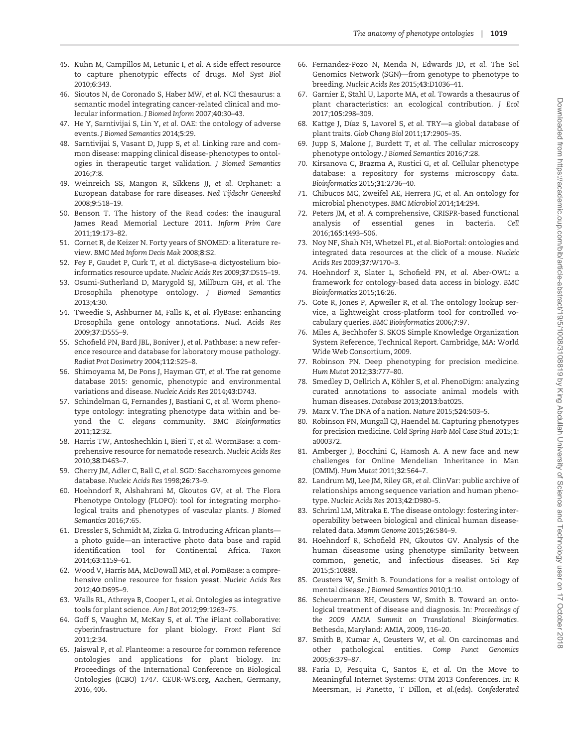45. Kuhn M, Campillos M, Letunic I, *et al*. A side effect resource to capture phenotypic effects of drugs. *Mol Syst Biol* 2010;**6**:343.
46. Sioutos N, de Coronado S, Haber MW, *et al*. NCI thesaurus: a semantic model integrating cancer-related clinical and molecular information. *J Biomed Inform* 2007;**40**:30–43.
47. He Y, Sarntivijai S, Lin Y, *et al*. OAE: the ontology of adverse events. *J Biomed Semantics* 2014;**5**:29.
48. Sarntivijai S, Vasant D, Jupp S, *et al*. Linking rare and common disease: mapping clinical disease-phenotypes to ontologies in therapeutic target validation. *J Biomed Semantics* 2016;**7**:8.
49. Weinreich SS, Mangon R, Sikkens JJ, *et al*. Orphanet: a European database for rare diseases. *Ned Tijdschr Geneeskd* 2008;**9**:518–19.
50. Benson T. The history of the Read codes: the inaugural James Read Memorial Lecture 2011. *Inform Prim Care* 2011;**19**:173–82.
51. Cornet R, de Keizer N. Forty years of SNOMED: a literature review. *BMC Med Inform Decis Mak* 2008;**8**:S2.
52. Fey P, Gaudet P, Curk T, *et al*. dictyBase–a dictyostelium bioinformatics resource update. *Nucleic Acids Res* 2009;**37**:D515–19.
53. Osumi-Sutherland D, Marygold SJ, Millburn GH, *et al*. The Drosophila phenotype ontology. *J Biomed Semantics* 2013;**4**:30.
54. Tweedie S, Ashburner M, Falls K, *et al*. FlyBase: enhancing Drosophila gene ontology annotations. *Nucl. Acids Res* 2009;**37**:D555–9.
55. Schofield PN, Bard JBL, Boniver J, *et al*. Pathbase: a new reference resource and database for laboratory mouse pathology. *Radiat Prot Dosimetry* 2004;**112**:525–8.
56. Shimoyama M, De Pons J, Hayman GT, *et al*. The rat genome database 2015: genomic, phenotypic and environmental variations and disease. *Nucleic Acids Res* 2014;**43**:D743.
57. Schindelman G, Fernandes J, Bastiani C, *et al*. Worm phenotype ontology: integrating phenotype data within and beyond the *C. elegans* community. *BMC Bioinformatics* 2011;**12**:32.
58. Harris TW, Antoshechkin I, Bieri T, *et al*. WormBase: a comprehensive resource for nematode research. *Nucleic Acids Res* 2010;**38**:D463–7.
59. Cherry JM, Adler C, Ball C, *et al*. SGD: Saccharomyces genome database. *Nucleic Acids Res* 1998;**26**:73–9.
60. Hoehndorf R, Alshahrani M, Gkoutos GV, *et al*. The Flora Phenotype Ontology (FLOPO): tool for integrating morphological traits and phenotypes of vascular plants. *J Biomed Semantics* 2016;**7**:65.
61. Dressler S, Schmidt M, Zizka G. Introducing African plants—a photo guide—an interactive photo data base and rapid identification tool for Continental Africa. *Taxon* 2014;**63**:1159–61.
62. Wood V, Harris MA, McDowall MD, *et al*. PomBase: a comprehensive online resource for fission yeast. *Nucleic Acids Res* 2012;**40**:D695–9.
63. Walls RL, Athreya B, Cooper L, *et al*. Ontologies as integrative tools for plant science. *Am J Bot* 2012;**99**:1263–75.
64. Goff S, Vaughn M, McKay S, *et al*. The iPlant collaborative: cyberinfrastructure for plant biology. *Front Plant Sci* 2011;**2**:34.
65. Jaiswal P, *et al*. Planteome: a resource for common reference ontologies and applications for plant biology. In: Proceedings of the International Conference on Biological Ontologies (ICBO) *1747*. CEUR-WS.org, Aachen, Germany, 2016, 406.
66. Fernandez-Pozo N, Menda N, Edwards JD, *et al*. The Sol Genomics Network (SGN)—from genotype to phenotype to breeding. *Nucleic Acids Res* 2015;**43**:D1036–41.
67. Garnier E, Stahl U, Laporte MA, *et al*. Towards a thesaurus of plant characteristics: an ecological contribution. *J Ecol* 2017;**105**:298–309.
68. Kattge J, Díaz S, Lavorel S, *et al*. TRY—a global database of plant traits. *Glob Chang Biol* 2011;**17**:2905–35.
69. Jupp S, Malone J, Burdett T, *et al*. The cellular microscopy phenotype ontology. *J Biomed Semantics* 2016;**7**:28.
70. Kirsanova C, Brazma A, Rustici G, *et al*. Cellular phenotype database: a repository for systems microscopy data. *Bioinformatics* 2015;**31**:2736–40.
71. Chibucos MC, Zweifel AE, Herrera JC, *et al*. An ontology for microbial phenotypes. *BMC Microbiol* 2014;**14**:294.
72. Peters JM, *et al*. A comprehensive, CRISPR-based functional analysis of essential genes in bacteria. *Cell* 2016;**165**:1493–506.
73. Noy NF, Shah NH, Whetzel PL, *et al*. BioPortal: ontologies and integrated data resources at the click of a mouse. *Nucleic Acids Res* 2009;**37**:W170–3.
74. Hoehndorf R, Slater L, Schofield PN, *et al*. Aber-OWL: a framework for ontology-based data access in biology. *BMC Bioinformatics* 2015;**16**:26.
75. Cote R, Jones P, Apweiler R, *et al*. The ontology lookup service, a lightweight cross-platform tool for controlled vocabulary queries. *BMC Bioinformatics* 2006;**7**:97.
76. Miles A, Bechhofer S. SKOS Simple Knowledge Organization System Reference, Technical Report. Cambridge, MA: World Wide Web Consortium, 2009.
77. Robinson PN. Deep phenotyping for precision medicine. *Hum Mutat* 2012;**33**:777–80.
78. Smedley D, Oellrich A, Köhler S, *et al*. PhenoDigm: analyzing curated annotations to associate animal models with human diseases. *Database* 2013;**2013**:bat025.
79. Marx V. The DNA of a nation. *Nature* 2015;**524**:503–5.
80. Robinson PN, Mungall CJ, Haendel M. Capturing phenotypes for precision medicine. *Cold Spring Harb Mol Case Stud* 2015;**1**:a000372.
81. Amberger J, Bocchini C, Hamosh A. A new face and new challenges for Online Mendelian Inheritance in Man (OMIM). *Hum Mutat* 2011;**32**:564–7.
82. Landrum MJ, Lee JM, Riley GR, *et al*. ClinVar: public archive of relationships among sequence variation and human phenotype. *Nucleic Acids Res* 2013;**42**:D980–5.
83. Schriml LM, Mitraka E. The disease ontology: fostering interoperability between biological and clinical human disease-related data. *Mamm Genome* 2015;**26**:584–9.
84. Hoehndorf R, Schofield PN, Gkoutos GV. Analysis of the human diseasome using phenotype similarity between common, genetic, and infectious diseases. *Sci Rep* 2015;**5**:10888.
85. Ceusters W, Smith B. Foundations for a realist ontology of mental disease. *J Biomed Semantics* 2010;**1**:10.
86. Scheuermann RH, Ceusters W, Smith B. Toward an ontological treatment of disease and diagnosis. In: *Proceedings of the 2009 AMIA Summit on Translational Bioinformatics*. Bethesda, Maryland: AMIA, 2009, 116–20.
87. Smith B, Kumar A, Ceusters W, *et al*. On carcinomas and other pathological entities. *Comp Funct Genomics* 2005;**6**:379–87.
88. Faria D, Pesquita C, Santos E, *et al*. On the Move to Meaningful Internet Systems: OTM 2013 Conferences. In: R Meersman, H Panetto, T Dillon, *et al*.(eds). *Confederated*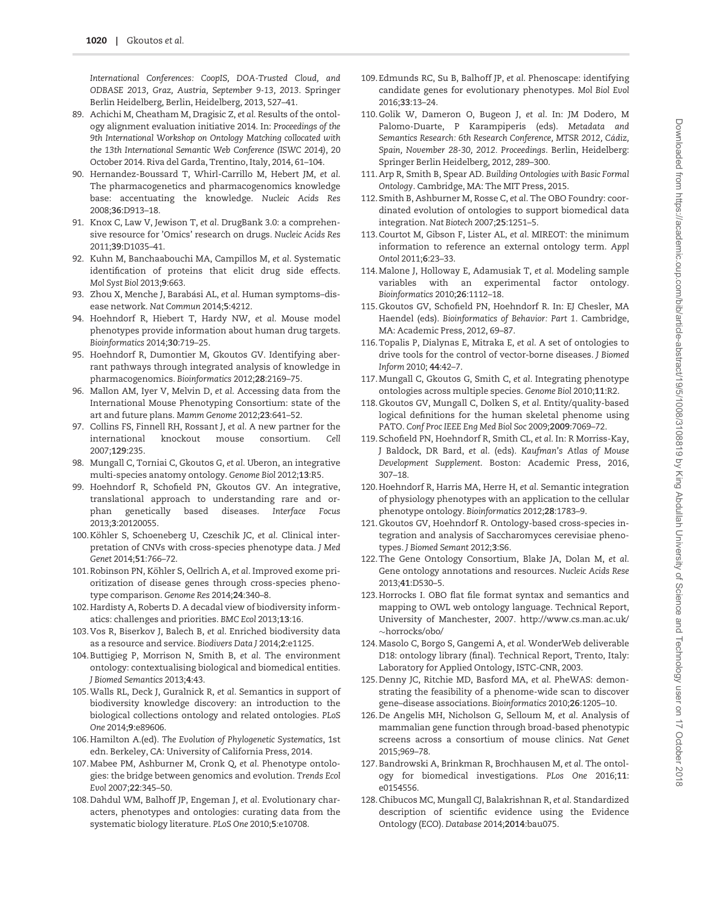*International Conferences: CoopIS, DOA-Trusted Cloud, and ODBASE 2013, Graz, Austria, September 9-13, 2013*. Springer Berlin Heidelberg, Berlin, Heidelberg, 2013, 527–41.

89. Achichi M, Cheatham M, Dragisic Z, *et al*. Results of the ontology alignment evaluation initiative 2014. In: *Proceedings of the 9th International Workshop on Ontology Matching collocated with the 13th International Semantic Web Conference (ISWC 2014)*, 20 October 2014. Riva del Garda, Trentino, Italy, 2014, 61–104.
90. Hernandez-Boussard T, Whirl-Carrillo M, Hebert JM, *et al*. The pharmacogenetics and pharmacogenomics knowledge base: accentuating the knowledge. *Nucleic Acids Res* 2008;**36**:D913–18.
91. Knox C, Law V, Jewison T, *et al*. DrugBank 3.0: a comprehensive resource for 'Omics' research on drugs. *Nucleic Acids Res* 2011;**39**:D1035–41.
92. Kuhn M, Banchaabouchi MA, Campillos M, *et al*. Systematic identification of proteins that elicit drug side effects. *Mol Syst Biol* 2013;**9**:663.
93. Zhou X, Menche J, Barabási AL, *et al*. Human symptoms–disease network. *Nat Commun* 2014;**5**:4212.
94. Hoehndorf R, Hiebert T, Hardy NW, *et al*. Mouse model phenotypes provide information about human drug targets. *Bioinformatics* 2014;**30**:719–25.
95. Hoehndorf R, Dumontier M, Gkoutos GV. Identifying aberrant pathways through integrated analysis of knowledge in pharmacogenomics. *Bioinformatics* 2012;**28**:2169–75.
96. Mallon AM, Iyer V, Melvin D, *et al*. Accessing data from the International Mouse Phenotyping Consortium: state of the art and future plans. *Mamm Genome* 2012;**23**:641–52.
97. Collins FS, Finnell RH, Rossant J, *et al*. A new partner for the international knockout mouse consortium. *Cell* 2007;**129**:235.
98. Mungall C, Torniai C, Gkoutos G, *et al*. Uberon, an integrative multi-species anatomy ontology. *Genome Biol* 2012;**13**:R5.
99. Hoehndorf R, Schofield PN, Gkoutos GV. An integrative, translational approach to understanding rare and orphan genetically based diseases. *Interface Focus* 2013;**3**:20120055.
100. Köhler S, Schoeneberg U, Czeschik JC, *et al*. Clinical interpretation of CNVs with cross-species phenotype data. *J Med Genet* 2014;**51**:766–72.
101. Robinson PN, Köhler S, Oellrich A, *et al*. Improved exome prioritization of disease genes through cross-species phenotype comparison. *Genome Res* 2014;**24**:340–8.
102. Hardisty A, Roberts D. A decadal view of biodiversity informatics: challenges and priorities. *BMC Ecol* 2013;**13**:16.
103. Vos R, Biserkov J, Balech B, *et al*. Enriched biodiversity data as a resource and service. *Biodivers Data J* 2014;**2**:e1125.
104. Buttigieg P, Morrison N, Smith B, *et al*. The environment ontology: contextualising biological and biomedical entities. *J Biomed Semantics* 2013;**4**:43.
105. Walls RL, Deck J, Guralnick R, *et al*. Semantics in support of biodiversity knowledge discovery: an introduction to the biological collections ontology and related ontologies. *PLoS One* 2014;**9**:e89606.
106. Hamilton A.(ed). *The Evolution of Phylogenetic Systematics*, 1st edn. Berkeley, CA: University of California Press, 2014.
107. Mabee PM, Ashburner M, Cronk Q, *et al*. Phenotype ontologies: the bridge between genomics and evolution. *Trends Ecol Evol* 2007;**22**:345–50.
108. Dahdul WM, Balhoff JP, Engeman J, *et al*. Evolutionary characters, phenotypes and ontologies: curating data from the systematic biology literature. *PLoS One* 2010;**5**:e10708.
109. Edmunds RC, Su B, Balhoff JP, *et al*. Phenoscape: identifying candidate genes for evolutionary phenotypes. *Mol Biol Evol* 2016;**33**:13–24.
110. Golik W, Dameron O, Bugeon J, *et al*. In: JM Dodero, M Palomo-Duarte, P Karampiperis (eds). *Metadata and Semantics Research: 6th Research Conference, MTSR 2012, Cádiz, Spain, November 28-30, 2012. Proceedings*. Berlin, Heidelberg: Springer Berlin Heidelberg, 2012, 289–300.
111. Arp R, Smith B, Spear AD. *Building Ontologies with Basic Formal Ontology*. Cambridge, MA: The MIT Press, 2015.
112. Smith B, Ashburner M, Rosse C, *et al*. The OBO Foundry: coordinated evolution of ontologies to support biomedical data integration. *Nat Biotech* 2007;**25**:1251–5.
113. Courtot M, Gibson F, Lister AL, *et al*. MIREOT: the minimum information to reference an external ontology term. *Appl Ontol* 2011;**6**:23–33.
114. Malone J, Holloway E, Adamusiak T, *et al*. Modeling sample variables with an experimental factor ontology. *Bioinformatics* 2010;**26**:1112–18.
115. Gkoutos GV, Schofield PN, Hoehndorf R. In: EJ Chesler, MA Haendel (eds). *Bioinformatics of Behavior: Part 1*. Cambridge, MA: Academic Press, 2012, 69–87.
116. Topalis P, Dialynas E, Mitraka E, *et al*. A set of ontologies to drive tools for the control of vector-borne diseases. *J Biomed Inform* 2010; **44**:42–7.
117. Mungall C, Gkoutos G, Smith C, *et al*. Integrating phenotype ontologies across multiple species. *Genome Biol* 2010;**11**:R2.
118. Gkoutos GV, Mungall C, Dolken S, *et al*. Entity/quality-based logical definitions for the human skeletal phenome using PATO. *Conf Proc IEEE Eng Med Biol Soc* 2009;**2009**:7069–72.
119. Schofield PN, Hoehndorf R, Smith CL, *et al*. In: R Morriss-Kay, J Baldock, DR Bard, *et al*. (eds). *Kaufman's Atlas of Mouse Development Supplement*. Boston: Academic Press, 2016, 307–18.
120. Hoehndorf R, Harris MA, Herre H, *et al*. Semantic integration of physiology phenotypes with an application to the cellular phenotype ontology. *Bioinformatics* 2012;**28**:1783–9.
121. Gkoutos GV, Hoehndorf R. Ontology-based cross-species integration and analysis of Saccharomyces cerevisiae phenotypes. *J Biomed Semant* 2012;**3**:S6.
122. The Gene Ontology Consortium, Blake JA, Dolan M, *et al*. Gene ontology annotations and resources. *Nucleic Acids Rese* 2013;**41**:D530–5.
123. Horrocks I. OBO flat file format syntax and semantics and mapping to OWL web ontology language. Technical Report, University of Manchester, 2007. http://www.cs.man.ac.uk/~horrocks/obo/
124. Masolo C, Borgo S, Gangemi A, *et al*. WonderWeb deliverable D18: ontology library (final). Technical Report, Trento, Italy: Laboratory for Applied Ontology, ISTC-CNR, 2003.
125. Denny JC, Ritchie MD, Basford MA, *et al*. PheWAS: demonstrating the feasibility of a phenome-wide scan to discover gene–disease associations. *Bioinformatics* 2010;**26**:1205–10.
126. De Angelis MH, Nicholson G, Selloum M, *et al*. Analysis of mammalian gene function through broad-based phenotypic screens across a consortium of mouse clinics. *Nat Genet* 2015;969–78.
127. Bandrowski A, Brinkman R, Brochhausen M, *et al*. The ontology for biomedical investigations. *PLos One* 2016;**11**: e0154556.
128. Chibucos MC, Mungall CJ, Balakrishnan R, *et al*. Standardized description of scientific evidence using the Evidence Ontology (ECO). *Database* 2014;**2014**:bau075.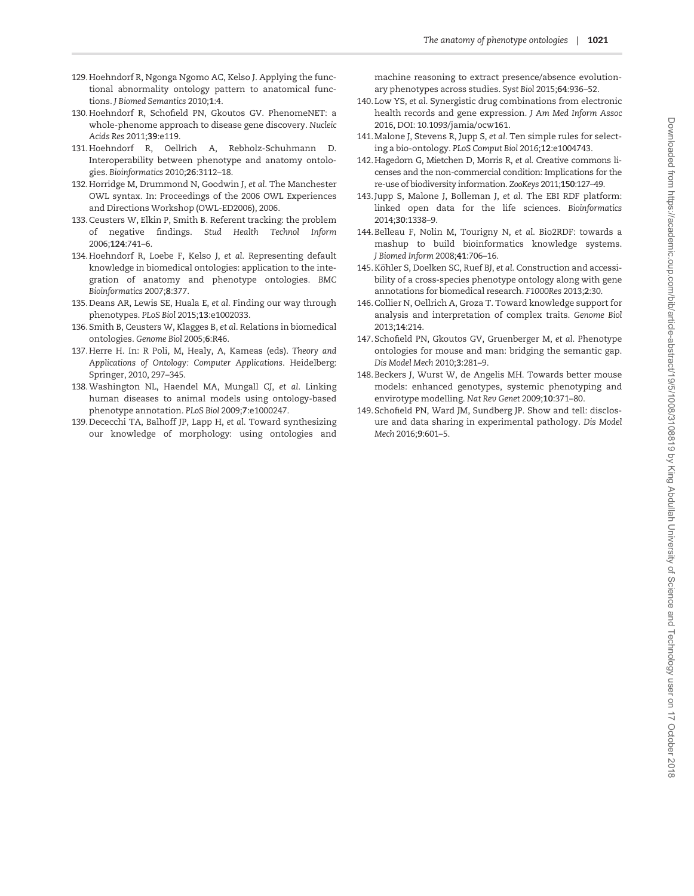129. Hoehndorf R, Ngonga Ngomo AC, Kelso J. Applying the functional abnormality ontology pattern to anatomical functions. *J Biomed Semantics* 2010;**1**:4.
130. Hoehndorf R, Schofield PN, Gkoutos GV. PhenomeNET: a whole-phenome approach to disease gene discovery. *Nucleic Acids Res* 2011;**39**:e119.
131. Hoehndorf R, Oellrich A, Rebholz-Schuhmann D. Interoperability between phenotype and anatomy ontologies. *Bioinformatics* 2010;**26**:3112–18.
132. Horridge M, Drummond N, Goodwin J, *et al.* The Manchester OWL syntax. In: Proceedings of the 2006 OWL Experiences and Directions Workshop (OWL-ED2006), 2006.
133. Ceusters W, Elkin P, Smith B. Referent tracking: the problem of negative findings. *Stud Health Technol Inform* 2006;**124**:741–6.
134. Hoehndorf R, Loebe F, Kelso J, *et al.* Representing default knowledge in biomedical ontologies: application to the integration of anatomy and phenotype ontologies. *BMC Bioinformatics* 2007;**8**:377.
135. Deans AR, Lewis SE, Huala E, *et al.* Finding our way through phenotypes. *PLoS Biol* 2015;**13**:e1002033.
136. Smith B, Ceusters W, Klagges B, *et al.* Relations in biomedical ontologies. *Genome Biol* 2005;**6**:R46.
137. Herre H. In: R Poli, M, Healy, A, Kameas (eds). *Theory and Applications of Ontology: Computer Applications*. Heidelberg: Springer, 2010, 297–345.
138. Washington NL, Haendel MA, Mungall CJ, *et al.* Linking human diseases to animal models using ontology-based phenotype annotation. *PLoS Biol* 2009;**7**:e1000247.
139. Dececchi TA, Balhoff JP, Lapp H, *et al.* Toward synthesizing our knowledge of morphology: using ontologies and machine reasoning to extract presence/absence evolutionary phenotypes across studies. *Syst Biol* 2015;**64**:936–52.
140. Low YS, *et al.* Synergistic drug combinations from electronic health records and gene expression. *J Am Med Inform Assoc* 2016, DOI: 10.1093/jamia/ocw161.
141. Malone J, Stevens R, Jupp S, *et al.* Ten simple rules for selecting a bio-ontology. *PLoS Comput Biol* 2016;**12**:e1004743.
142. Hagedorn G, Mietchen D, Morris R, *et al.* Creative commons licenses and the non-commercial condition: Implications for the re-use of biodiversity information. *ZooKeys* 2011;**150**:127–49.
143. Jupp S, Malone J, Bolleman J, *et al.* The EBI RDF platform: linked open data for the life sciences. *Bioinformatics* 2014;**30**:1338–9.
144. Belleau F, Nolin M, Tourigny N, *et al.* Bio2RDF: towards a mashup to build bioinformatics knowledge systems. *J Biomed Inform* 2008;**41**:706–16.
145. Köhler S, Doelken SC, Ruef BJ, *et al.* Construction and accessibility of a cross-species phenotype ontology along with gene annotations for biomedical research. *F1000Res* 2013;**2**:30.
146. Collier N, Oellrich A, Groza T. Toward knowledge support for analysis and interpretation of complex traits. *Genome Biol* 2013;**14**:214.
147. Schofield PN, Gkoutos GV, Gruenberger M, *et al.* Phenotype ontologies for mouse and man: bridging the semantic gap. *Dis Model Mech* 2010;**3**:281–9.
148. Beckers J, Wurst W, de Angelis MH. Towards better mouse models: enhanced genotypes, systemic phenotyping and envirotype modelling. *Nat Rev Genet* 2009;**10**:371–80.
149. Schofield PN, Ward JM, Sundberg JP. Show and tell: disclosure and data sharing in experimental pathology. *Dis Model Mech* 2016;**9**:601–5.